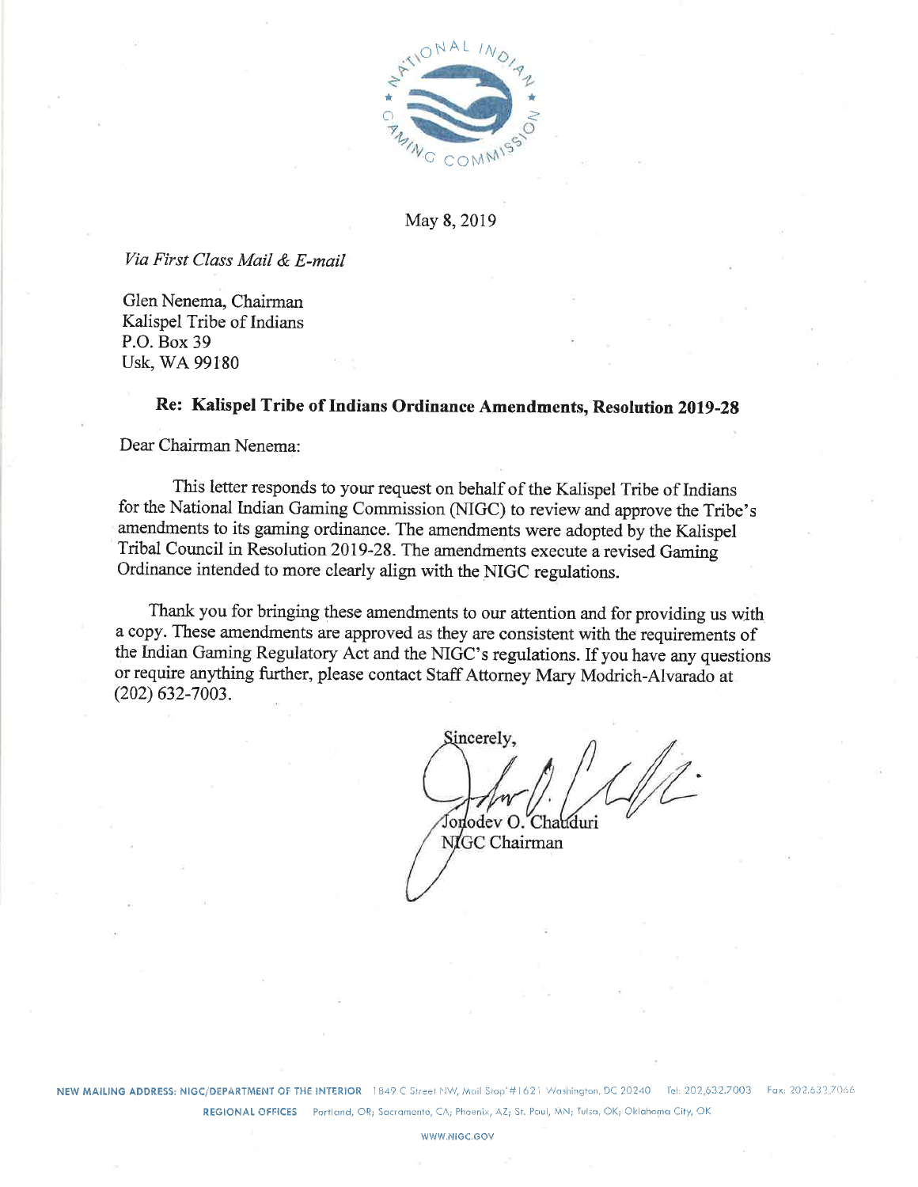May 8, 2019

*Via First Class Mail & E-mail*

Glen Nenema, Chairman
Kalispel Tribe of Indians
P.O. Box 39
Usk, WA 99180

**Re: Kalispel Tribe of Indians Ordinance Amendments, Resolution 2019-28**

Dear Chairman Nenema:

This letter responds to your request on behalf of the Kalispel Tribe of Indians for the National Indian Gaming Commission (NIGC) to review and approve the Tribe's amendments to its gaming ordinance. The amendments were adopted by the Kalispel Tribal Council in Resolution 2019-28. The amendments execute a revised Gaming Ordinance intended to more clearly align with the NIGC regulations.

Thank you for bringing these amendments to our attention and for providing us with a copy. These amendments are approved as they are consistent with the requirements of the Indian Gaming Regulatory Act and the NIGC's regulations. If you have any questions or require anything further, please contact Staff Attorney Mary Modrich-Alvarado at (202) 632-7003.

Sincerely,

Jonodev O. Chaudhuri
NIGC Chairman

NEW MAILING ADDRESS: NIGC/DEPARTMENT OF THE INTERIOR 1849 C Street NW, Mail Stop #1621 Washington, DC 20240 Tel: 202.632.7003 Fax: 202.632.7066
REGIONAL OFFICES Portland, OR; Sacramento, CA; Phoenix, AZ; St. Paul, MN; Tulsa, OK; Oklahoma City, OK
WWW.NIGC.GOV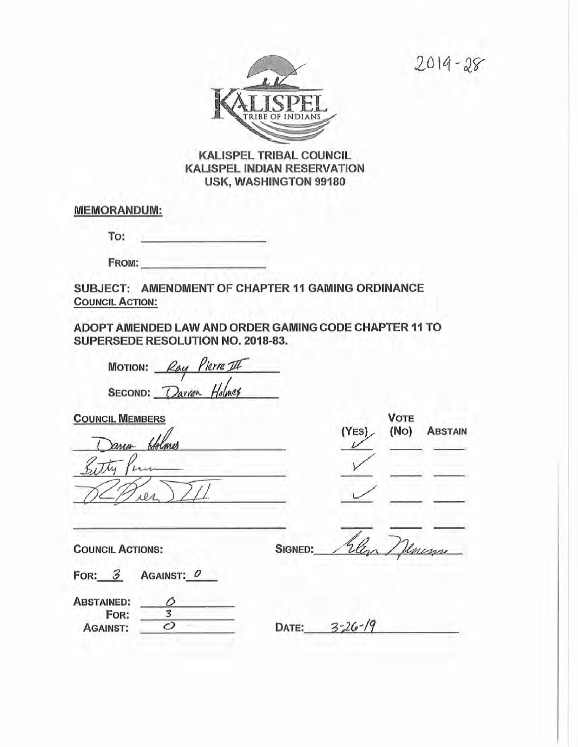2019-28

KALISPEL TRIBE OF INDIANS

**KALISPEL TRIBAL COUNCIL**
**KALISPEL INDIAN RESERVATION**
**USK, WASHINGTON 99180**

**MEMORANDUM:**

To: \_\_\_\_\_\_\_\_\_\_\_\_\_\_\_\_\_\_

FROM: \_\_\_\_\_\_\_\_\_\_\_\_\_\_\_\_\_\_

**SUBJECT: AMENDMENT OF CHAPTER 11 GAMING ORDINANCE**
**COUNCIL ACTION:**

**ADOPT AMENDED LAW AND ORDER GAMING CODE CHAPTER 11 TO SUPERSEDE RESOLUTION NO. 2018-83.**

MOTION: Ray Pierre III

SECOND: Darren Holmes

| COUNCIL MEMBERS | (YES) | (NO) | ABSTAIN |
|---|---|---|---|
| Darren Holmes | ✓ | | |
| Betty Pierre | ✓ | | |
| R. Pierre III | ✓ | | |
| | | | |

COUNCIL ACTIONS:

SIGNED: Glen Nenema

FOR: 3 AGAINST: 0

ABSTAINED: 0
FOR: 3
AGAINST: 0

DATE: 3-26-19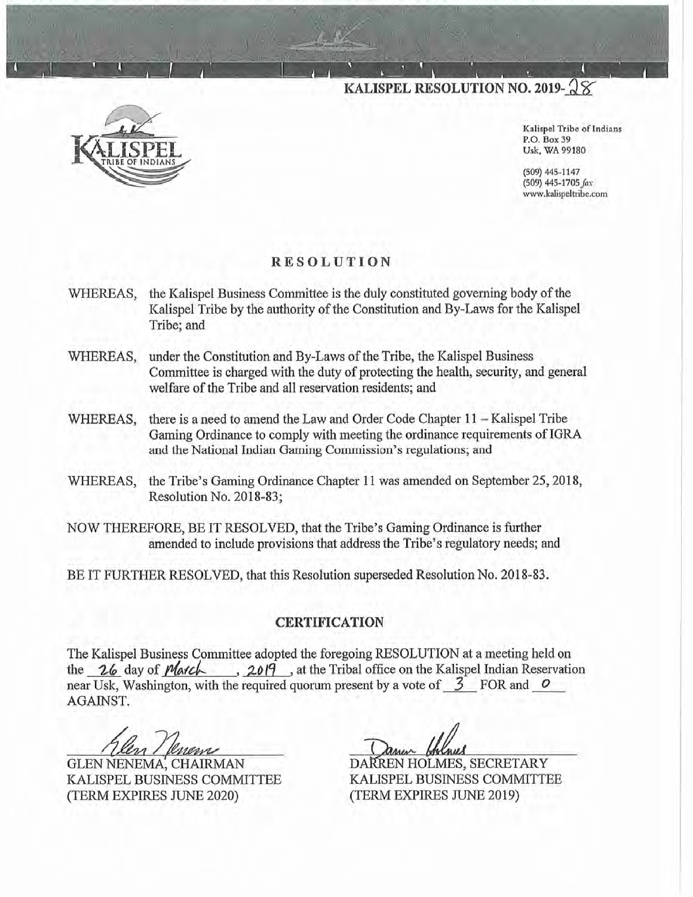# KALISPEL RESOLUTION NO. 2019-28

Kalispel Tribe of Indians
P.O. Box 39
Usk, WA 99180

(509) 445-1147
(509) 445-1705 *fax*
www.kalispeltribe.com

## RESOLUTION

WHEREAS, the Kalispel Business Committee is the duly constituted governing body of the Kalispel Tribe by the authority of the Constitution and By-Laws for the Kalispel Tribe; and

WHEREAS, under the Constitution and By-Laws of the Tribe, the Kalispel Business Committee is charged with the duty of protecting the health, security, and general welfare of the Tribe and all reservation residents; and

WHEREAS, there is a need to amend the Law and Order Code Chapter 11 – Kalispel Tribe Gaming Ordinance to comply with meeting the ordinance requirements of IGRA and the National Indian Gaming Commission's regulations; and

WHEREAS, the Tribe's Gaming Ordinance Chapter 11 was amended on September 25, 2018, Resolution No. 2018-83;

NOW THEREFORE, BE IT RESOLVED, that the Tribe's Gaming Ordinance is further amended to include provisions that address the Tribe's regulatory needs; and

BE IT FURTHER RESOLVED, that this Resolution superseded Resolution No. 2018-83.

## CERTIFICATION

The Kalispel Business Committee adopted the foregoing RESOLUTION at a meeting held on the 26 day of March, 2019, at the Tribal office on the Kalispel Indian Reservation near Usk, Washington, with the required quorum present by a vote of 3 FOR and 0 AGAINST.

GLEN NENEMA, CHAIRMAN
KALISPEL BUSINESS COMMITTEE
(TERM EXPIRES JUNE 2020)

DARREN HOLMES, SECRETARY
KALISPEL BUSINESS COMMITTEE
(TERM EXPIRES JUNE 2019)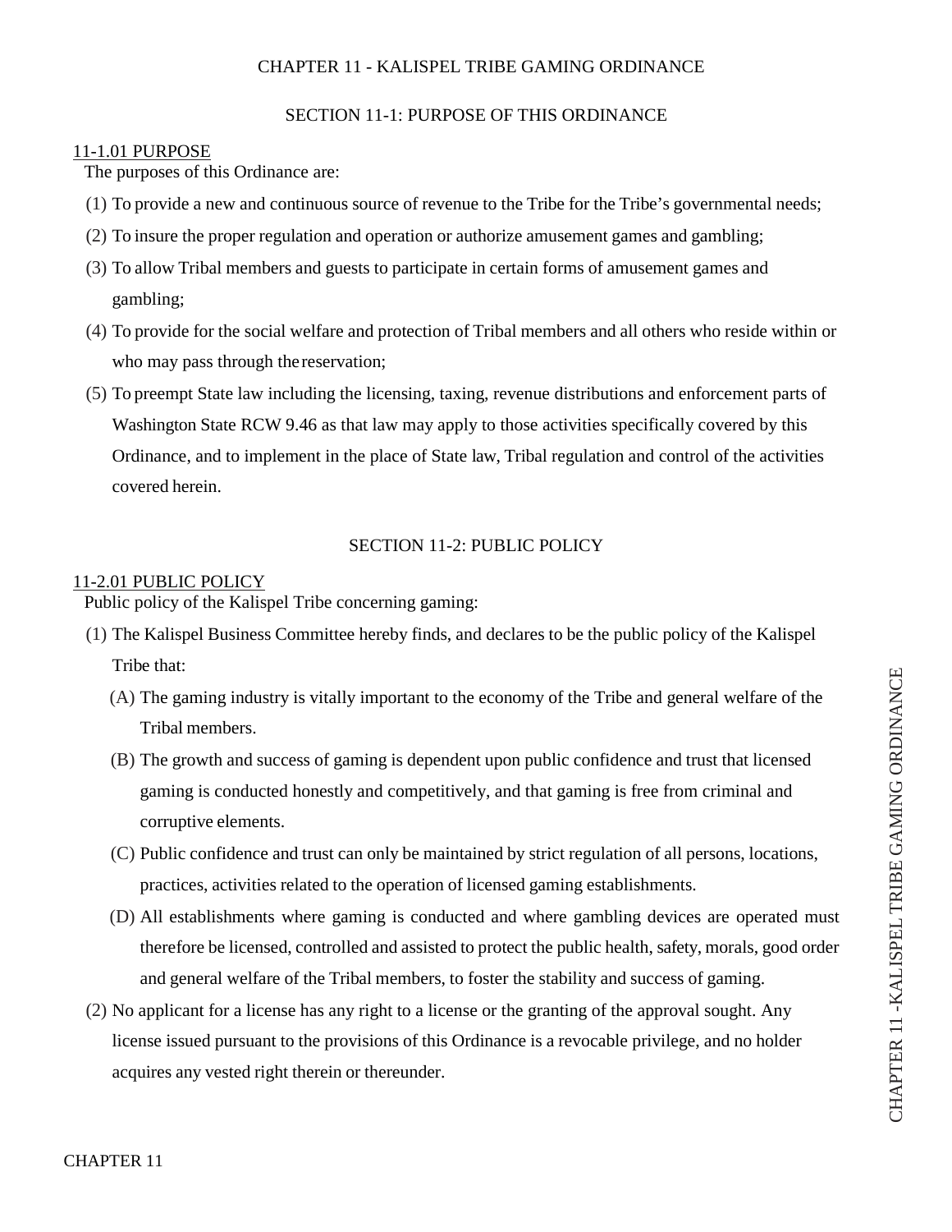# CHAPTER 11 - KALISPEL TRIBE GAMING ORDINANCE

## SECTION 11-1: PURPOSE OF THIS ORDINANCE

### 11-1.01 PURPOSE

The purposes of this Ordinance are:

(1) To provide a new and continuous source of revenue to the Tribe for the Tribe's governmental needs;

(2) To insure the proper regulation and operation or authorize amusement games and gambling;

(3) To allow Tribal members and guests to participate in certain forms of amusement games and gambling;

(4) To provide for the social welfare and protection of Tribal members and all others who reside within or who may pass through the reservation;

(5) To preempt State law including the licensing, taxing, revenue distributions and enforcement parts of Washington State RCW 9.46 as that law may apply to those activities specifically covered by this Ordinance, and to implement in the place of State law, Tribal regulation and control of the activities covered herein.

## SECTION 11-2: PUBLIC POLICY

### 11-2.01 PUBLIC POLICY

Public policy of the Kalispel Tribe concerning gaming:

(1) The Kalispel Business Committee hereby finds, and declares to be the public policy of the Kalispel Tribe that:

(A) The gaming industry is vitally important to the economy of the Tribe and general welfare of the Tribal members.

(B) The growth and success of gaming is dependent upon public confidence and trust that licensed gaming is conducted honestly and competitively, and that gaming is free from criminal and corruptive elements.

(C) Public confidence and trust can only be maintained by strict regulation of all persons, locations, practices, activities related to the operation of licensed gaming establishments.

(D) All establishments where gaming is conducted and where gambling devices are operated must therefore be licensed, controlled and assisted to protect the public health, safety, morals, good order and general welfare of the Tribal members, to foster the stability and success of gaming.

(2) No applicant for a license has any right to a license or the granting of the approval sought. Any license issued pursuant to the provisions of this Ordinance is a revocable privilege, and no holder acquires any vested right therein or thereunder.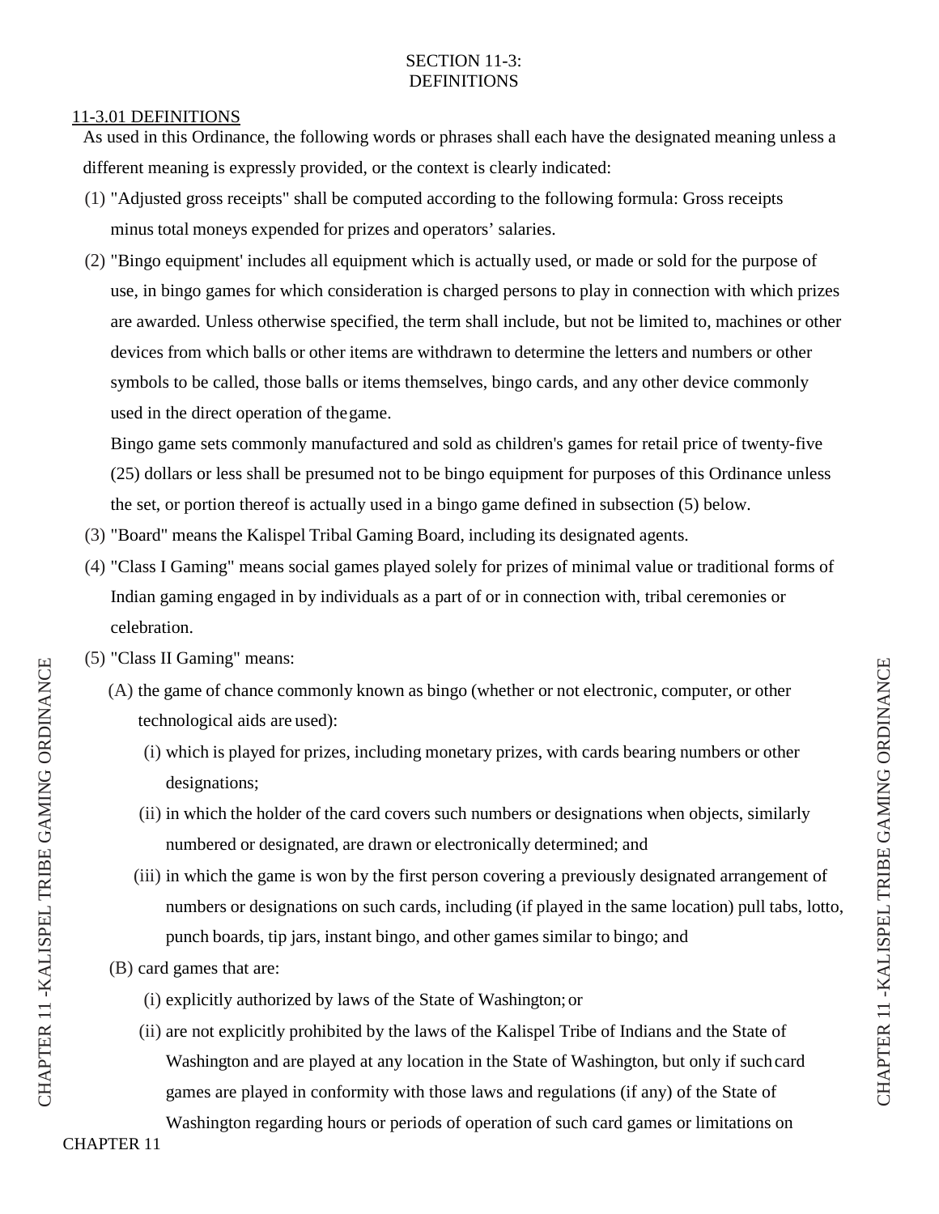# SECTION 11-3:
# DEFINITIONS

## 11-3.01 DEFINITIONS

As used in this Ordinance, the following words or phrases shall each have the designated meaning unless a different meaning is expressly provided, or the context is clearly indicated:

(1) "Adjusted gross receipts" shall be computed according to the following formula: Gross receipts minus total moneys expended for prizes and operators' salaries.

(2) "Bingo equipment' includes all equipment which is actually used, or made or sold for the purpose of use, in bingo games for which consideration is charged persons to play in connection with which prizes are awarded. Unless otherwise specified, the term shall include, but not be limited to, machines or other devices from which balls or other items are withdrawn to determine the letters and numbers or other symbols to be called, those balls or items themselves, bingo cards, and any other device commonly used in the direct operation of the game.

Bingo game sets commonly manufactured and sold as children's games for retail price of twenty-five (25) dollars or less shall be presumed not to be bingo equipment for purposes of this Ordinance unless the set, or portion thereof is actually used in a bingo game defined in subsection (5) below.

(3) "Board" means the Kalispel Tribal Gaming Board, including its designated agents.

(4) "Class I Gaming" means social games played solely for prizes of minimal value or traditional forms of Indian gaming engaged in by individuals as a part of or in connection with, tribal ceremonies or celebration.

(5) "Class II Gaming" means:

(A) the game of chance commonly known as bingo (whether or not electronic, computer, or other technological aids are used):

(i) which is played for prizes, including monetary prizes, with cards bearing numbers or other designations;

(ii) in which the holder of the card covers such numbers or designations when objects, similarly numbered or designated, are drawn or electronically determined; and

(iii) in which the game is won by the first person covering a previously designated arrangement of numbers or designations on such cards, including (if played in the same location) pull tabs, lotto, punch boards, tip jars, instant bingo, and other games similar to bingo; and

(B) card games that are:

(i) explicitly authorized by laws of the State of Washington; or

(ii) are not explicitly prohibited by the laws of the Kalispel Tribe of Indians and the State of Washington and are played at any location in the State of Washington, but only if such card games are played in conformity with those laws and regulations (if any) of the State of Washington regarding hours or periods of operation of such card games or limitations on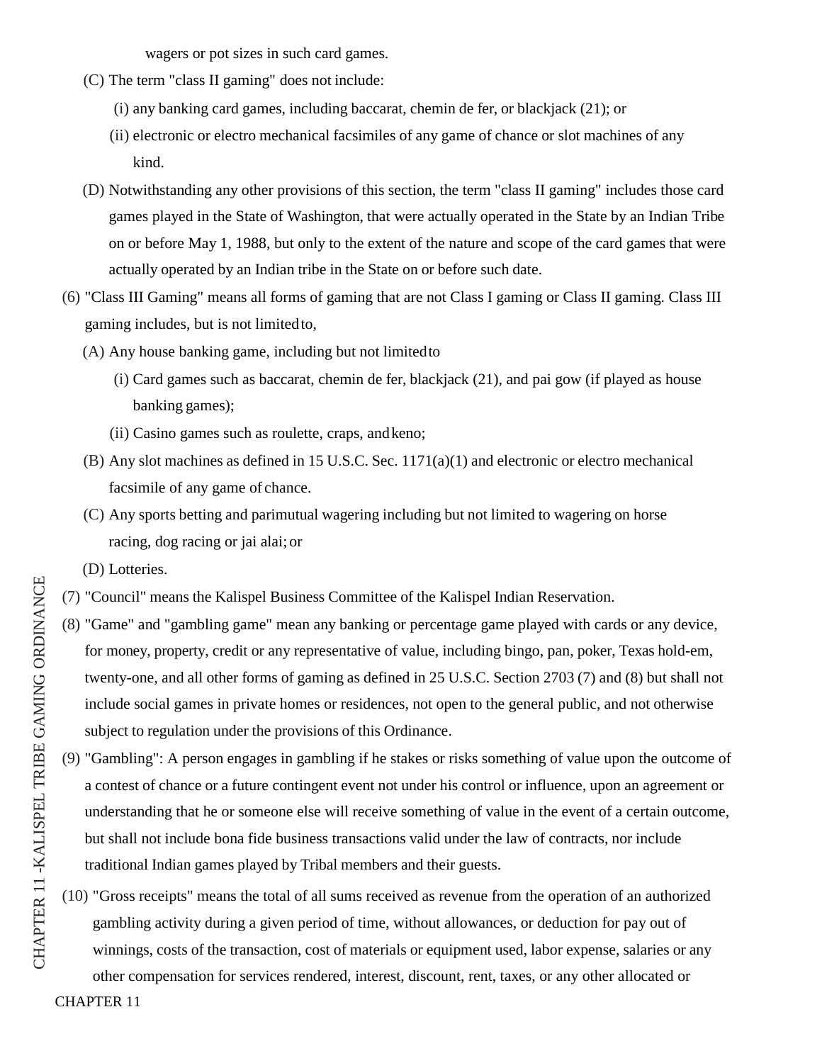wagers or pot sizes in such card games.

(C) The term "class II gaming" does not include:

(i) any banking card games, including baccarat, chemin de fer, or blackjack (21); or

(ii) electronic or electro mechanical facsimiles of any game of chance or slot machines of any kind.

(D) Notwithstanding any other provisions of this section, the term "class II gaming" includes those card games played in the State of Washington, that were actually operated in the State by an Indian Tribe on or before May 1, 1988, but only to the extent of the nature and scope of the card games that were actually operated by an Indian tribe in the State on or before such date.

(6) "Class III Gaming" means all forms of gaming that are not Class I gaming or Class II gaming. Class III gaming includes, but is not limited to,

(A) Any house banking game, including but not limited to

(i) Card games such as baccarat, chemin de fer, blackjack (21), and pai gow (if played as house banking games);

(ii) Casino games such as roulette, craps, and keno;

(B) Any slot machines as defined in 15 U.S.C. Sec. 1171(a)(1) and electronic or electro mechanical facsimile of any game of chance.

(C) Any sports betting and parimutual wagering including but not limited to wagering on horse racing, dog racing or jai alai; or

(D) Lotteries.

(7) "Council" means the Kalispel Business Committee of the Kalispel Indian Reservation.

(8) "Game" and "gambling game" mean any banking or percentage game played with cards or any device, for money, property, credit or any representative of value, including bingo, pan, poker, Texas hold-em, twenty-one, and all other forms of gaming as defined in 25 U.S.C. Section 2703 (7) and (8) but shall not include social games in private homes or residences, not open to the general public, and not otherwise subject to regulation under the provisions of this Ordinance.

(9) "Gambling": A person engages in gambling if he stakes or risks something of value upon the outcome of a contest of chance or a future contingent event not under his control or influence, upon an agreement or understanding that he or someone else will receive something of value in the event of a certain outcome, but shall not include bona fide business transactions valid under the law of contracts, nor include traditional Indian games played by Tribal members and their guests.

(10) "Gross receipts" means the total of all sums received as revenue from the operation of an authorized gambling activity during a given period of time, without allowances, or deduction for pay out of winnings, costs of the transaction, cost of materials or equipment used, labor expense, salaries or any other compensation for services rendered, interest, discount, rent, taxes, or any other allocated or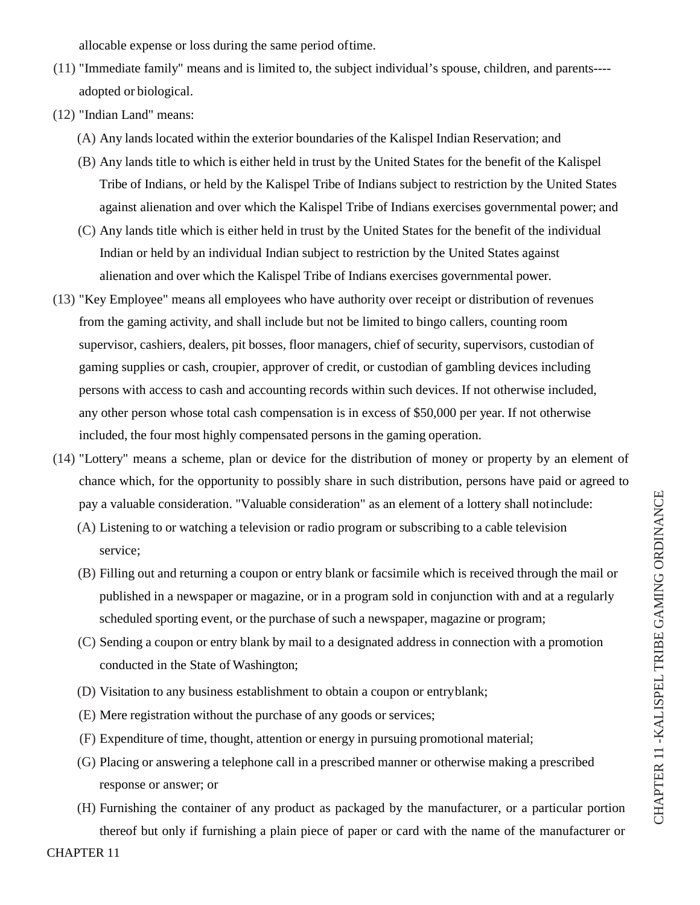allocable expense or loss during the same period of time.

(11) "Immediate family" means and is limited to, the subject individual's spouse, children, and parents----adopted or biological.

(12) "Indian Land" means:

(A) Any lands located within the exterior boundaries of the Kalispel Indian Reservation; and

(B) Any lands title to which is either held in trust by the United States for the benefit of the Kalispel Tribe of Indians, or held by the Kalispel Tribe of Indians subject to restriction by the United States against alienation and over which the Kalispel Tribe of Indians exercises governmental power; and

(C) Any lands title which is either held in trust by the United States for the benefit of the individual Indian or held by an individual Indian subject to restriction by the United States against alienation and over which the Kalispel Tribe of Indians exercises governmental power.

(13) "Key Employee" means all employees who have authority over receipt or distribution of revenues from the gaming activity, and shall include but not be limited to bingo callers, counting room supervisor, cashiers, dealers, pit bosses, floor managers, chief of security, supervisors, custodian of gaming supplies or cash, croupier, approver of credit, or custodian of gambling devices including persons with access to cash and accounting records within such devices. If not otherwise included, any other person whose total cash compensation is in excess of $50,000 per year. If not otherwise included, the four most highly compensated persons in the gaming operation.

(14) "Lottery" means a scheme, plan or device for the distribution of money or property by an element of chance which, for the opportunity to possibly share in such distribution, persons have paid or agreed to pay a valuable consideration. "Valuable consideration" as an element of a lottery shall not include:

(A) Listening to or watching a television or radio program or subscribing to a cable television service;

(B) Filling out and returning a coupon or entry blank or facsimile which is received through the mail or published in a newspaper or magazine, or in a program sold in conjunction with and at a regularly scheduled sporting event, or the purchase of such a newspaper, magazine or program;

(C) Sending a coupon or entry blank by mail to a designated address in connection with a promotion conducted in the State of Washington;

(D) Visitation to any business establishment to obtain a coupon or entry blank;

(E) Mere registration without the purchase of any goods or services;

(F) Expenditure of time, thought, attention or energy in pursuing promotional material;

(G) Placing or answering a telephone call in a prescribed manner or otherwise making a prescribed response or answer; or

(H) Furnishing the container of any product as packaged by the manufacturer, or a particular portion thereof but only if furnishing a plain piece of paper or card with the name of the manufacturer or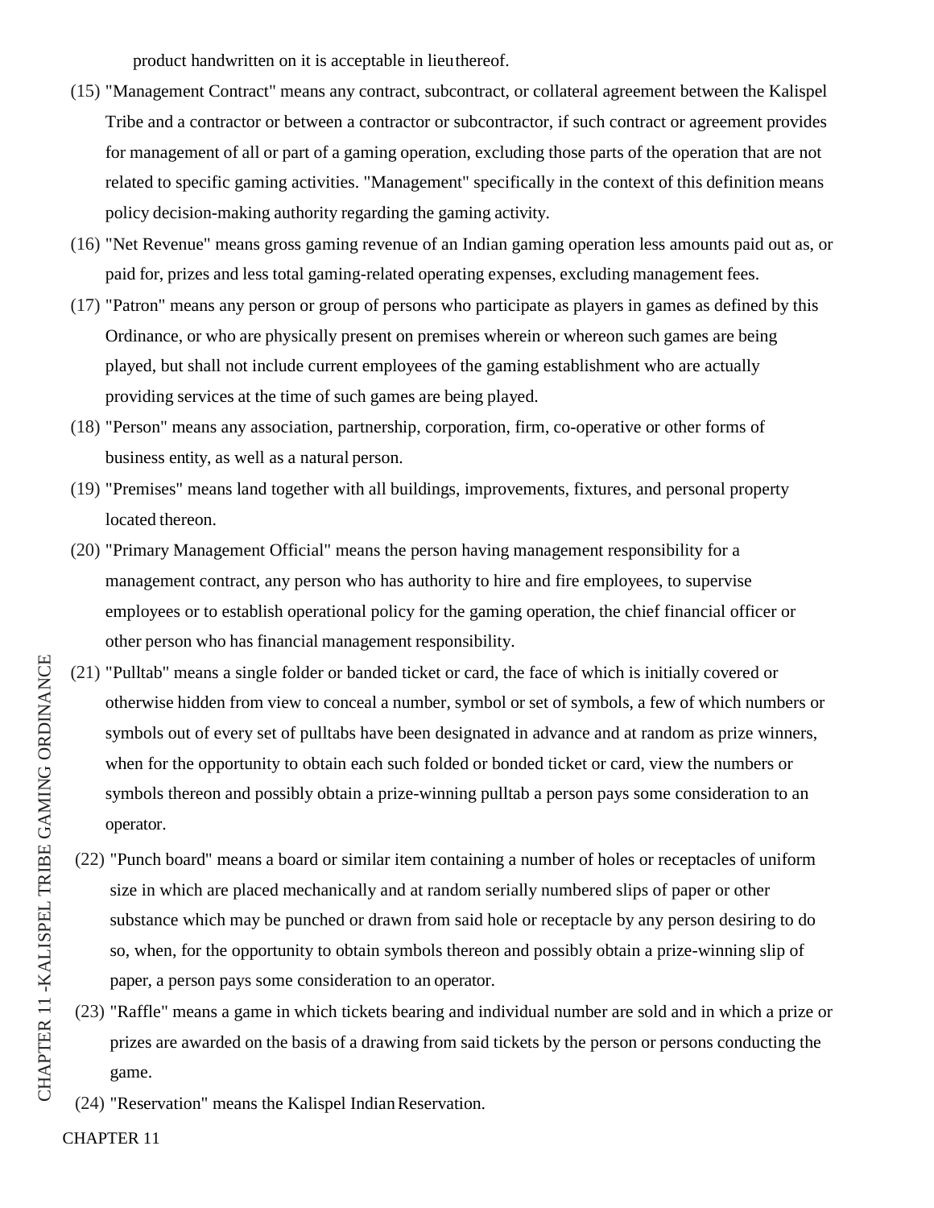product handwritten on it is acceptable in lieu thereof.

(15) "Management Contract" means any contract, subcontract, or collateral agreement between the Kalispel Tribe and a contractor or between a contractor or subcontractor, if such contract or agreement provides for management of all or part of a gaming operation, excluding those parts of the operation that are not related to specific gaming activities. "Management" specifically in the context of this definition means policy decision-making authority regarding the gaming activity.

(16) "Net Revenue" means gross gaming revenue of an Indian gaming operation less amounts paid out as, or paid for, prizes and less total gaming-related operating expenses, excluding management fees.

(17) "Patron" means any person or group of persons who participate as players in games as defined by this Ordinance, or who are physically present on premises wherein or whereon such games are being played, but shall not include current employees of the gaming establishment who are actually providing services at the time of such games are being played.

(18) "Person" means any association, partnership, corporation, firm, co-operative or other forms of business entity, as well as a natural person.

(19) "Premises" means land together with all buildings, improvements, fixtures, and personal property located thereon.

(20) "Primary Management Official" means the person having management responsibility for a management contract, any person who has authority to hire and fire employees, to supervise employees or to establish operational policy for the gaming operation, the chief financial officer or other person who has financial management responsibility.

(21) "Pulltab" means a single folder or banded ticket or card, the face of which is initially covered or otherwise hidden from view to conceal a number, symbol or set of symbols, a few of which numbers or symbols out of every set of pulltabs have been designated in advance and at random as prize winners, when for the opportunity to obtain each such folded or bonded ticket or card, view the numbers or symbols thereon and possibly obtain a prize-winning pulltab a person pays some consideration to an operator.

(22) "Punch board" means a board or similar item containing a number of holes or receptacles of uniform size in which are placed mechanically and at random serially numbered slips of paper or other substance which may be punched or drawn from said hole or receptacle by any person desiring to do so, when, for the opportunity to obtain symbols thereon and possibly obtain a prize-winning slip of paper, a person pays some consideration to an operator.

(23) "Raffle" means a game in which tickets bearing and individual number are sold and in which a prize or prizes are awarded on the basis of a drawing from said tickets by the person or persons conducting the game.

(24) "Reservation" means the Kalispel Indian Reservation.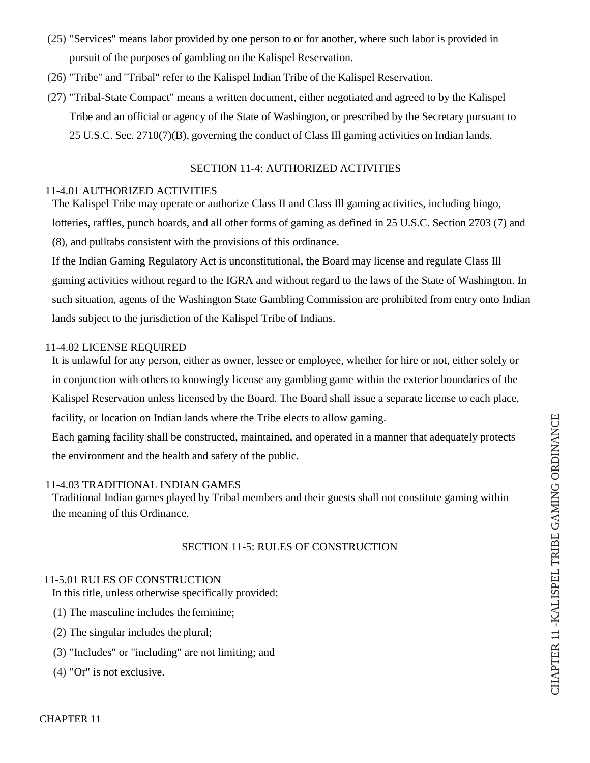(25) "Services" means labor provided by one person to or for another, where such labor is provided in pursuit of the purposes of gambling on the Kalispel Reservation.

(26) "Tribe" and "Tribal" refer to the Kalispel Indian Tribe of the Kalispel Reservation.

(27) "Tribal-State Compact" means a written document, either negotiated and agreed to by the Kalispel Tribe and an official or agency of the State of Washington, or prescribed by the Secretary pursuant to 25 U.S.C. Sec. 2710(7)(B), governing the conduct of Class Ill gaming activities on Indian lands.

## SECTION 11-4: AUTHORIZED ACTIVITIES

### 11-4.01 AUTHORIZED ACTIVITIES

The Kalispel Tribe may operate or authorize Class II and Class Ill gaming activities, including bingo, lotteries, raffles, punch boards, and all other forms of gaming as defined in 25 U.S.C. Section 2703 (7) and (8), and pulltabs consistent with the provisions of this ordinance.

If the Indian Gaming Regulatory Act is unconstitutional, the Board may license and regulate Class Ill gaming activities without regard to the IGRA and without regard to the laws of the State of Washington. In such situation, agents of the Washington State Gambling Commission are prohibited from entry onto Indian lands subject to the jurisdiction of the Kalispel Tribe of Indians.

### 11-4.02 LICENSE REQUIRED

It is unlawful for any person, either as owner, lessee or employee, whether for hire or not, either solely or in conjunction with others to knowingly license any gambling game within the exterior boundaries of the Kalispel Reservation unless licensed by the Board. The Board shall issue a separate license to each place, facility, or location on Indian lands where the Tribe elects to allow gaming.

Each gaming facility shall be constructed, maintained, and operated in a manner that adequately protects the environment and the health and safety of the public.

### 11-4.03 TRADITIONAL INDIAN GAMES

Traditional Indian games played by Tribal members and their guests shall not constitute gaming within the meaning of this Ordinance.

## SECTION 11-5: RULES OF CONSTRUCTION

### 11-5.01 RULES OF CONSTRUCTION

In this title, unless otherwise specifically provided:

(1) The masculine includes the feminine;

(2) The singular includes the plural;

(3) "Includes" or "including" are not limiting; and

(4) "Or" is not exclusive.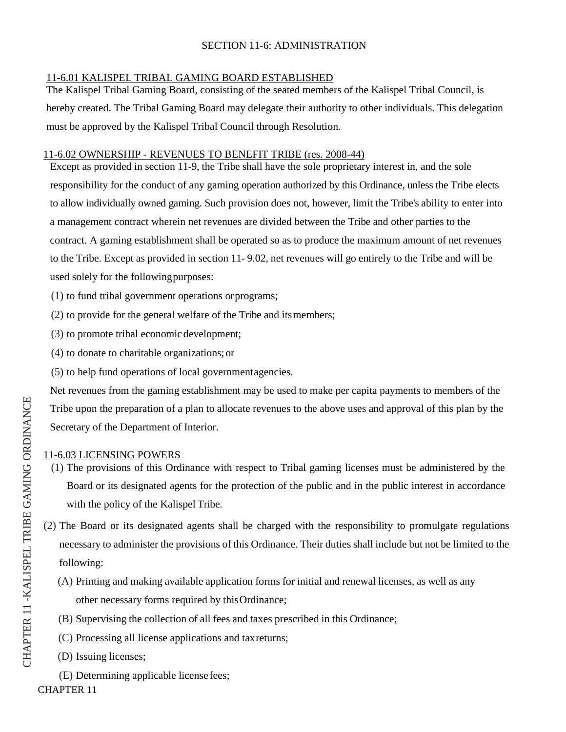## SECTION 11-6: ADMINISTRATION

### 11-6.01 KALISPEL TRIBAL GAMING BOARD ESTABLISHED

The Kalispel Tribal Gaming Board, consisting of the seated members of the Kalispel Tribal Council, is hereby created. The Tribal Gaming Board may delegate their authority to other individuals. This delegation must be approved by the Kalispel Tribal Council through Resolution.

### 11-6.02 OWNERSHIP - REVENUES TO BENEFIT TRIBE (res. 2008-44)

Except as provided in section 11-9, the Tribe shall have the sole proprietary interest in, and the sole responsibility for the conduct of any gaming operation authorized by this Ordinance, unless the Tribe elects to allow individually owned gaming. Such provision does not, however, limit the Tribe's ability to enter into a management contract wherein net revenues are divided between the Tribe and other parties to the contract. A gaming establishment shall be operated so as to produce the maximum amount of net revenues to the Tribe. Except as provided in section 11- 9.02, net revenues will go entirely to the Tribe and will be used solely for the following purposes:

(1) to fund tribal government operations or programs;

(2) to provide for the general welfare of the Tribe and its members;

(3) to promote tribal economic development;

(4) to donate to charitable organizations; or

(5) to help fund operations of local government agencies.

Net revenues from the gaming establishment may be used to make per capita payments to members of the Tribe upon the preparation of a plan to allocate revenues to the above uses and approval of this plan by the Secretary of the Department of Interior.

### 11-6.03 LICENSING POWERS

(1) The provisions of this Ordinance with respect to Tribal gaming licenses must be administered by the Board or its designated agents for the protection of the public and in the public interest in accordance with the policy of the Kalispel Tribe.

(2) The Board or its designated agents shall be charged with the responsibility to promulgate regulations necessary to administer the provisions of this Ordinance. Their duties shall include but not be limited to the following:

(A) Printing and making available application forms for initial and renewal licenses, as well as any other necessary forms required by this Ordinance;

(B) Supervising the collection of all fees and taxes prescribed in this Ordinance;

(C) Processing all license applications and tax returns;

(D) Issuing licenses;

(E) Determining applicable license fees;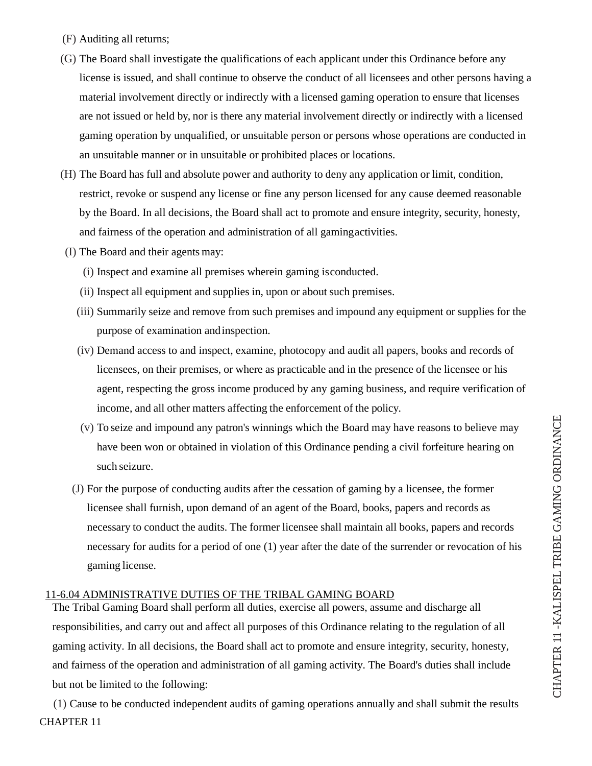(F) Auditing all returns;

(G) The Board shall investigate the qualifications of each applicant under this Ordinance before any license is issued, and shall continue to observe the conduct of all licensees and other persons having a material involvement directly or indirectly with a licensed gaming operation to ensure that licenses are not issued or held by, nor is there any material involvement directly or indirectly with a licensed gaming operation by unqualified, or unsuitable person or persons whose operations are conducted in an unsuitable manner or in unsuitable or prohibited places or locations.

(H) The Board has full and absolute power and authority to deny any application or limit, condition, restrict, revoke or suspend any license or fine any person licensed for any cause deemed reasonable by the Board. In all decisions, the Board shall act to promote and ensure integrity, security, honesty, and fairness of the operation and administration of all gaming activities.

(I) The Board and their agents may:

(i) Inspect and examine all premises wherein gaming is conducted.

(ii) Inspect all equipment and supplies in, upon or about such premises.

(iii) Summarily seize and remove from such premises and impound any equipment or supplies for the purpose of examination and inspection.

(iv) Demand access to and inspect, examine, photocopy and audit all papers, books and records of licensees, on their premises, or where as practicable and in the presence of the licensee or his agent, respecting the gross income produced by any gaming business, and require verification of income, and all other matters affecting the enforcement of the policy.

(v) To seize and impound any patron's winnings which the Board may have reasons to believe may have been won or obtained in violation of this Ordinance pending a civil forfeiture hearing on such seizure.

(J) For the purpose of conducting audits after the cessation of gaming by a licensee, the former licensee shall furnish, upon demand of an agent of the Board, books, papers and records as necessary to conduct the audits. The former licensee shall maintain all books, papers and records necessary for audits for a period of one (1) year after the date of the surrender or revocation of his gaming license.

## 11-6.04 ADMINISTRATIVE DUTIES OF THE TRIBAL GAMING BOARD

The Tribal Gaming Board shall perform all duties, exercise all powers, assume and discharge all responsibilities, and carry out and affect all purposes of this Ordinance relating to the regulation of all gaming activity. In all decisions, the Board shall act to promote and ensure integrity, security, honesty, and fairness of the operation and administration of all gaming activity. The Board's duties shall include but not be limited to the following:

(1) Cause to be conducted independent audits of gaming operations annually and shall submit the results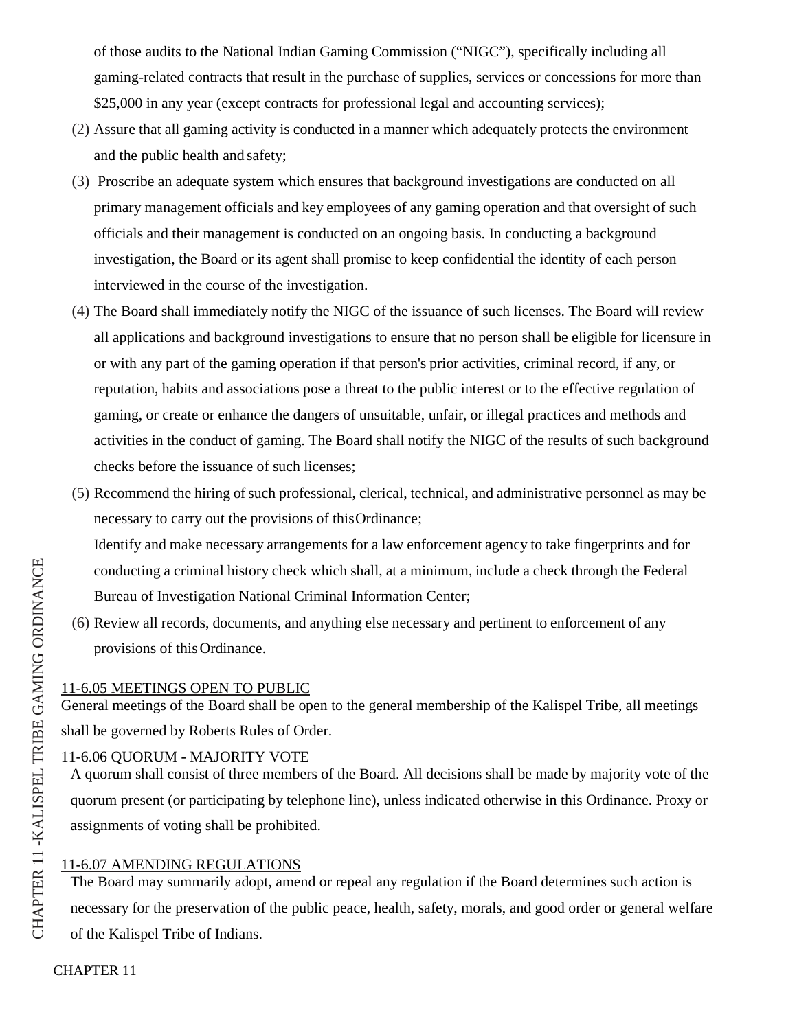of those audits to the National Indian Gaming Commission ("NIGC"), specifically including all gaming-related contracts that result in the purchase of supplies, services or concessions for more than $25,000 in any year (except contracts for professional legal and accounting services);

(2) Assure that all gaming activity is conducted in a manner which adequately protects the environment and the public health and safety;

(3) Proscribe an adequate system which ensures that background investigations are conducted on all primary management officials and key employees of any gaming operation and that oversight of such officials and their management is conducted on an ongoing basis. In conducting a background investigation, the Board or its agent shall promise to keep confidential the identity of each person interviewed in the course of the investigation.

(4) The Board shall immediately notify the NIGC of the issuance of such licenses. The Board will review all applications and background investigations to ensure that no person shall be eligible for licensure in or with any part of the gaming operation if that person's prior activities, criminal record, if any, or reputation, habits and associations pose a threat to the public interest or to the effective regulation of gaming, or create or enhance the dangers of unsuitable, unfair, or illegal practices and methods and activities in the conduct of gaming. The Board shall notify the NIGC of the results of such background checks before the issuance of such licenses;

(5) Recommend the hiring of such professional, clerical, technical, and administrative personnel as may be necessary to carry out the provisions of this Ordinance;

Identify and make necessary arrangements for a law enforcement agency to take fingerprints and for conducting a criminal history check which shall, at a minimum, include a check through the Federal Bureau of Investigation National Criminal Information Center;

(6) Review all records, documents, and anything else necessary and pertinent to enforcement of any provisions of this Ordinance.

11-6.05 MEETINGS OPEN TO PUBLIC

General meetings of the Board shall be open to the general membership of the Kalispel Tribe, all meetings shall be governed by Roberts Rules of Order.

11-6.06 QUORUM - MAJORITY VOTE

A quorum shall consist of three members of the Board. All decisions shall be made by majority vote of the quorum present (or participating by telephone line), unless indicated otherwise in this Ordinance. Proxy or assignments of voting shall be prohibited.

11-6.07 AMENDING REGULATIONS

The Board may summarily adopt, amend or repeal any regulation if the Board determines such action is necessary for the preservation of the public peace, health, safety, morals, and good order or general welfare of the Kalispel Tribe of Indians.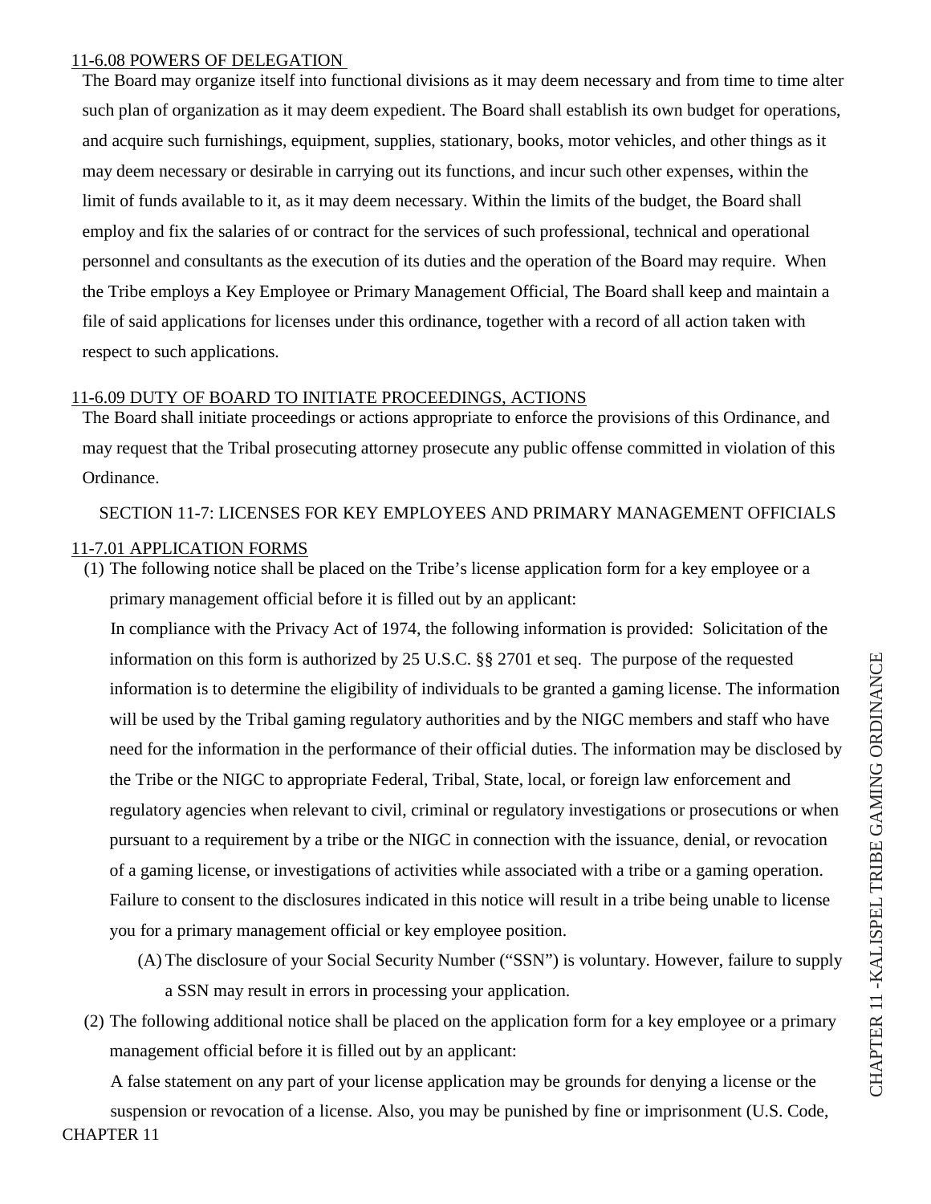11-6.08 POWERS OF DELEGATION

The Board may organize itself into functional divisions as it may deem necessary and from time to time alter such plan of organization as it may deem expedient. The Board shall establish its own budget for operations, and acquire such furnishings, equipment, supplies, stationary, books, motor vehicles, and other things as it may deem necessary or desirable in carrying out its functions, and incur such other expenses, within the limit of funds available to it, as it may deem necessary. Within the limits of the budget, the Board shall employ and fix the salaries of or contract for the services of such professional, technical and operational personnel and consultants as the execution of its duties and the operation of the Board may require. When the Tribe employs a Key Employee or Primary Management Official, The Board shall keep and maintain a file of said applications for licenses under this ordinance, together with a record of all action taken with respect to such applications.

11-6.09 DUTY OF BOARD TO INITIATE PROCEEDINGS, ACTIONS

The Board shall initiate proceedings or actions appropriate to enforce the provisions of this Ordinance, and may request that the Tribal prosecuting attorney prosecute any public offense committed in violation of this Ordinance.

## SECTION 11-7: LICENSES FOR KEY EMPLOYEES AND PRIMARY MANAGEMENT OFFICIALS

11-7.01 APPLICATION FORMS

(1) The following notice shall be placed on the Tribe's license application form for a key employee or a primary management official before it is filled out by an applicant:

In compliance with the Privacy Act of 1974, the following information is provided: Solicitation of the information on this form is authorized by 25 U.S.C. §§ 2701 et seq. The purpose of the requested information is to determine the eligibility of individuals to be granted a gaming license. The information will be used by the Tribal gaming regulatory authorities and by the NIGC members and staff who have need for the information in the performance of their official duties. The information may be disclosed by the Tribe or the NIGC to appropriate Federal, Tribal, State, local, or foreign law enforcement and regulatory agencies when relevant to civil, criminal or regulatory investigations or prosecutions or when pursuant to a requirement by a tribe or the NIGC in connection with the issuance, denial, or revocation of a gaming license, or investigations of activities while associated with a tribe or a gaming operation. Failure to consent to the disclosures indicated in this notice will result in a tribe being unable to license you for a primary management official or key employee position.

(A) The disclosure of your Social Security Number ("SSN") is voluntary. However, failure to supply a SSN may result in errors in processing your application.

(2) The following additional notice shall be placed on the application form for a key employee or a primary management official before it is filled out by an applicant:

A false statement on any part of your license application may be grounds for denying a license or the suspension or revocation of a license. Also, you may be punished by fine or imprisonment (U.S. Code,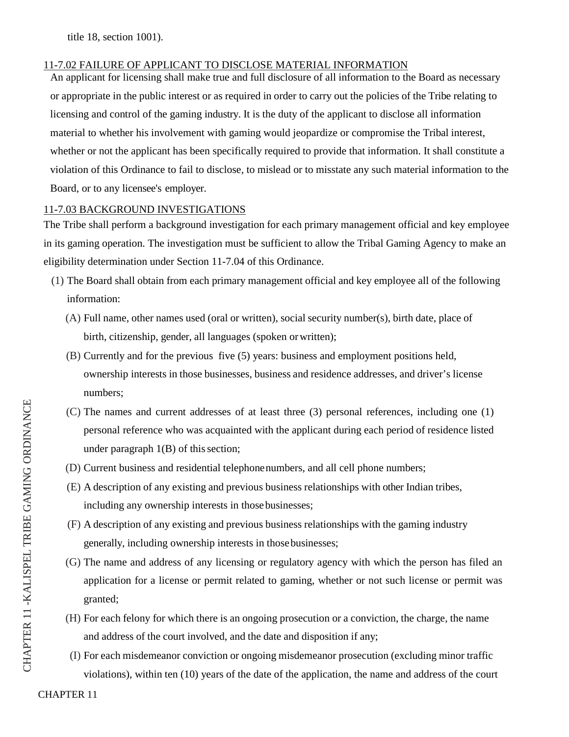title 18, section 1001).

11-7.02 FAILURE OF APPLICANT TO DISCLOSE MATERIAL INFORMATION

An applicant for licensing shall make true and full disclosure of all information to the Board as necessary or appropriate in the public interest or as required in order to carry out the policies of the Tribe relating to licensing and control of the gaming industry. It is the duty of the applicant to disclose all information material to whether his involvement with gaming would jeopardize or compromise the Tribal interest, whether or not the applicant has been specifically required to provide that information. It shall constitute a violation of this Ordinance to fail to disclose, to mislead or to misstate any such material information to the Board, or to any licensee's employer.

11-7.03 BACKGROUND INVESTIGATIONS

The Tribe shall perform a background investigation for each primary management official and key employee in its gaming operation. The investigation must be sufficient to allow the Tribal Gaming Agency to make an eligibility determination under Section 11-7.04 of this Ordinance.

(1) The Board shall obtain from each primary management official and key employee all of the following information:

(A) Full name, other names used (oral or written), social security number(s), birth date, place of birth, citizenship, gender, all languages (spoken or written);

(B) Currently and for the previous five (5) years: business and employment positions held, ownership interests in those businesses, business and residence addresses, and driver's license numbers;

(C) The names and current addresses of at least three (3) personal references, including one (1) personal reference who was acquainted with the applicant during each period of residence listed under paragraph 1(B) of this section;

(D) Current business and residential telephone numbers, and all cell phone numbers;

(E) A description of any existing and previous business relationships with other Indian tribes, including any ownership interests in those businesses;

(F) A description of any existing and previous business relationships with the gaming industry generally, including ownership interests in those businesses;

(G) The name and address of any licensing or regulatory agency with which the person has filed an application for a license or permit related to gaming, whether or not such license or permit was granted;

(H) For each felony for which there is an ongoing prosecution or a conviction, the charge, the name and address of the court involved, and the date and disposition if any;

(I) For each misdemeanor conviction or ongoing misdemeanor prosecution (excluding minor traffic violations), within ten (10) years of the date of the application, the name and address of the court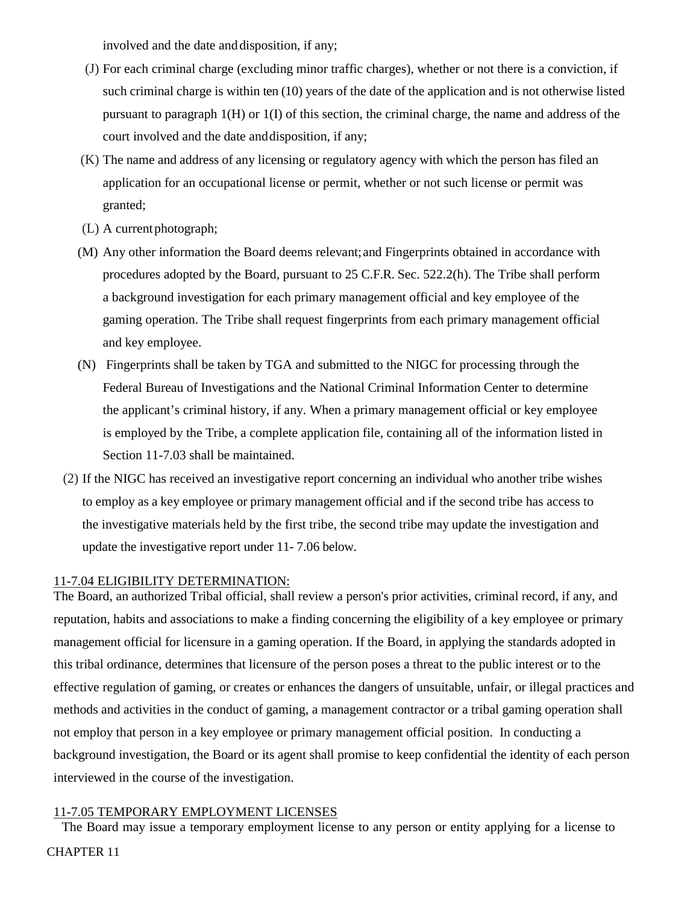involved and the date and disposition, if any;

(J) For each criminal charge (excluding minor traffic charges), whether or not there is a conviction, if such criminal charge is within ten (10) years of the date of the application and is not otherwise listed pursuant to paragraph 1(H) or 1(I) of this section, the criminal charge, the name and address of the court involved and the date and disposition, if any;

(K) The name and address of any licensing or regulatory agency with which the person has filed an application for an occupational license or permit, whether or not such license or permit was granted;

(L) A current photograph;

(M) Any other information the Board deems relevant; and Fingerprints obtained in accordance with procedures adopted by the Board, pursuant to 25 C.F.R. Sec. 522.2(h). The Tribe shall perform a background investigation for each primary management official and key employee of the gaming operation. The Tribe shall request fingerprints from each primary management official and key employee.

(N) Fingerprints shall be taken by TGA and submitted to the NIGC for processing through the Federal Bureau of Investigations and the National Criminal Information Center to determine the applicant's criminal history, if any. When a primary management official or key employee is employed by the Tribe, a complete application file, containing all of the information listed in Section 11-7.03 shall be maintained.

(2) If the NIGC has received an investigative report concerning an individual who another tribe wishes to employ as a key employee or primary management official and if the second tribe has access to the investigative materials held by the first tribe, the second tribe may update the investigation and update the investigative report under 11- 7.06 below.

## 11-7.04 ELIGIBILITY DETERMINATION:

The Board, an authorized Tribal official, shall review a person's prior activities, criminal record, if any, and reputation, habits and associations to make a finding concerning the eligibility of a key employee or primary management official for licensure in a gaming operation. If the Board, in applying the standards adopted in this tribal ordinance, determines that licensure of the person poses a threat to the public interest or to the effective regulation of gaming, or creates or enhances the dangers of unsuitable, unfair, or illegal practices and methods and activities in the conduct of gaming, a management contractor or a tribal gaming operation shall not employ that person in a key employee or primary management official position. In conducting a background investigation, the Board or its agent shall promise to keep confidential the identity of each person interviewed in the course of the investigation.

## 11-7.05 TEMPORARY EMPLOYMENT LICENSES

The Board may issue a temporary employment license to any person or entity applying for a license to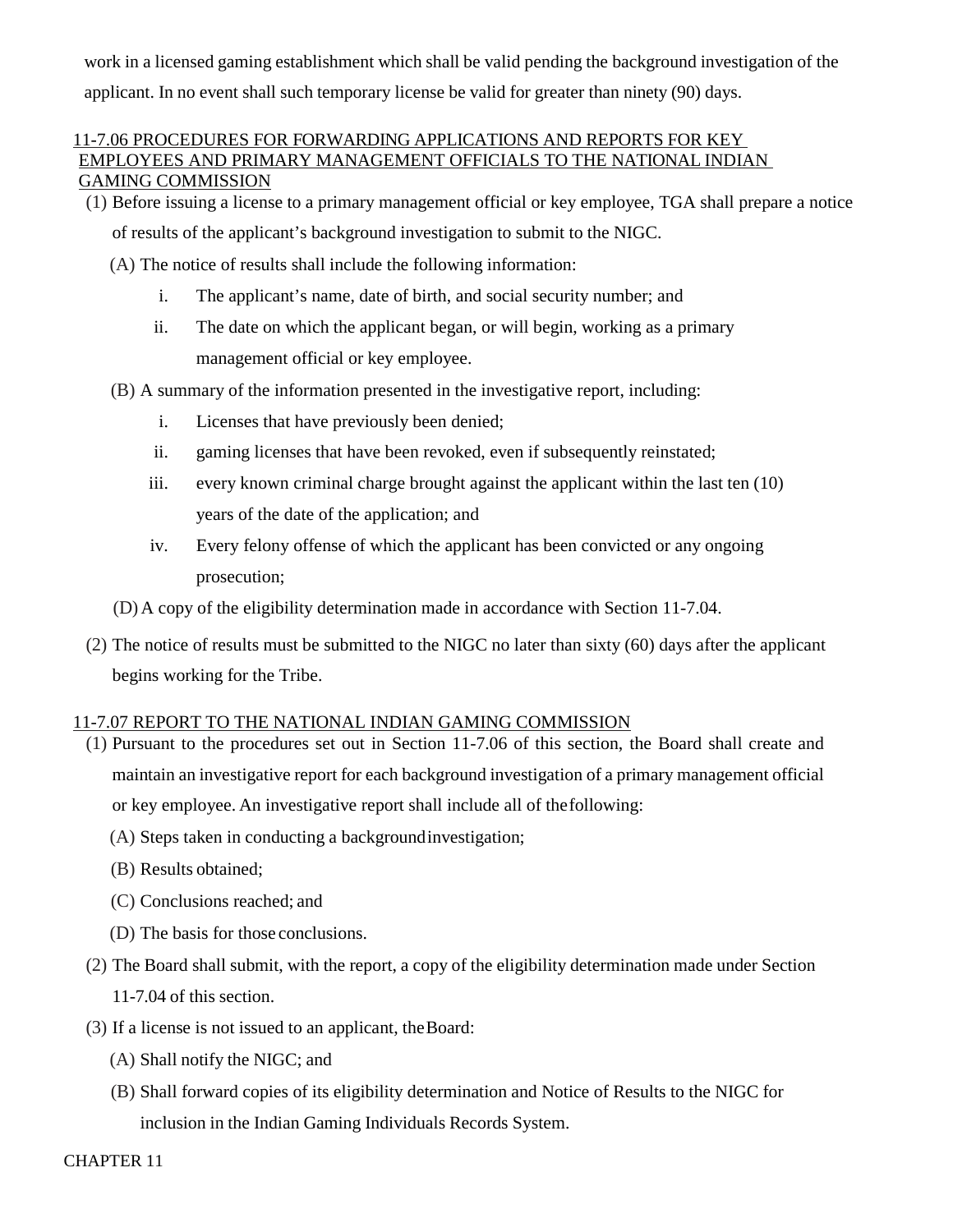work in a licensed gaming establishment which shall be valid pending the background investigation of the applicant. In no event shall such temporary license be valid for greater than ninety (90) days.

## 11-7.06 PROCEDURES FOR FORWARDING APPLICATIONS AND REPORTS FOR KEY EMPLOYEES AND PRIMARY MANAGEMENT OFFICIALS TO THE NATIONAL INDIAN GAMING COMMISSION

(1) Before issuing a license to a primary management official or key employee, TGA shall prepare a notice of results of the applicant's background investigation to submit to the NIGC.

(A) The notice of results shall include the following information:

i. The applicant's name, date of birth, and social security number; and

ii. The date on which the applicant began, or will begin, working as a primary management official or key employee.

(B) A summary of the information presented in the investigative report, including:

i. Licenses that have previously been denied;

ii. gaming licenses that have been revoked, even if subsequently reinstated;

iii. every known criminal charge brought against the applicant within the last ten (10) years of the date of the application; and

iv. Every felony offense of which the applicant has been convicted or any ongoing prosecution;

(D) A copy of the eligibility determination made in accordance with Section 11-7.04.

(2) The notice of results must be submitted to the NIGC no later than sixty (60) days after the applicant begins working for the Tribe.

## 11-7.07 REPORT TO THE NATIONAL INDIAN GAMING COMMISSION

(1) Pursuant to the procedures set out in Section 11-7.06 of this section, the Board shall create and maintain an investigative report for each background investigation of a primary management official or key employee. An investigative report shall include all of the following:

(A) Steps taken in conducting a background investigation;

(B) Results obtained;

(C) Conclusions reached; and

(D) The basis for those conclusions.

(2) The Board shall submit, with the report, a copy of the eligibility determination made under Section 11-7.04 of this section.

(3) If a license is not issued to an applicant, the Board:

(A) Shall notify the NIGC; and

(B) Shall forward copies of its eligibility determination and Notice of Results to the NIGC for inclusion in the Indian Gaming Individuals Records System.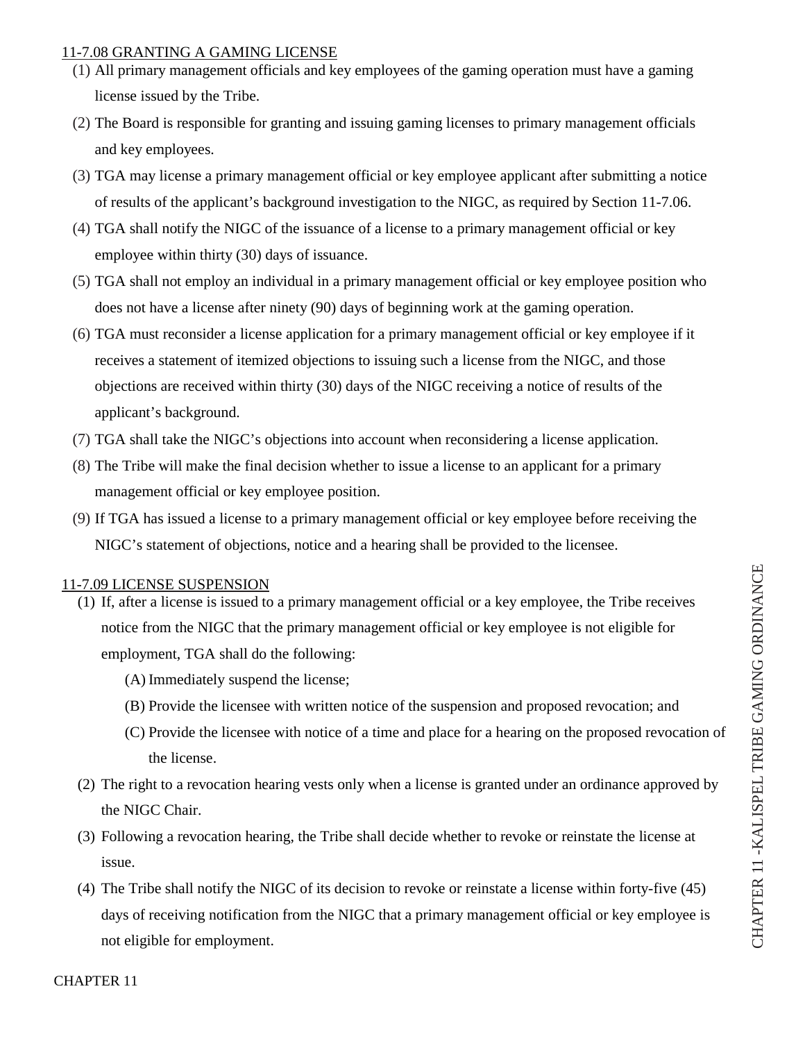11-7.08 GRANTING A GAMING LICENSE

(1) All primary management officials and key employees of the gaming operation must have a gaming license issued by the Tribe.

(2) The Board is responsible for granting and issuing gaming licenses to primary management officials and key employees.

(3) TGA may license a primary management official or key employee applicant after submitting a notice of results of the applicant's background investigation to the NIGC, as required by Section 11-7.06.

(4) TGA shall notify the NIGC of the issuance of a license to a primary management official or key employee within thirty (30) days of issuance.

(5) TGA shall not employ an individual in a primary management official or key employee position who does not have a license after ninety (90) days of beginning work at the gaming operation.

(6) TGA must reconsider a license application for a primary management official or key employee if it receives a statement of itemized objections to issuing such a license from the NIGC, and those objections are received within thirty (30) days of the NIGC receiving a notice of results of the applicant's background.

(7) TGA shall take the NIGC's objections into account when reconsidering a license application.

(8) The Tribe will make the final decision whether to issue a license to an applicant for a primary management official or key employee position.

(9) If TGA has issued a license to a primary management official or key employee before receiving the NIGC's statement of objections, notice and a hearing shall be provided to the licensee.

11-7.09 LICENSE SUSPENSION

(1) If, after a license is issued to a primary management official or a key employee, the Tribe receives notice from the NIGC that the primary management official or key employee is not eligible for employment, TGA shall do the following:

   (A) Immediately suspend the license;

   (B) Provide the licensee with written notice of the suspension and proposed revocation; and

   (C) Provide the licensee with notice of a time and place for a hearing on the proposed revocation of the license.

(2) The right to a revocation hearing vests only when a license is granted under an ordinance approved by the NIGC Chair.

(3) Following a revocation hearing, the Tribe shall decide whether to revoke or reinstate the license at issue.

(4) The Tribe shall notify the NIGC of its decision to revoke or reinstate a license within forty-five (45) days of receiving notification from the NIGC that a primary management official or key employee is not eligible for employment.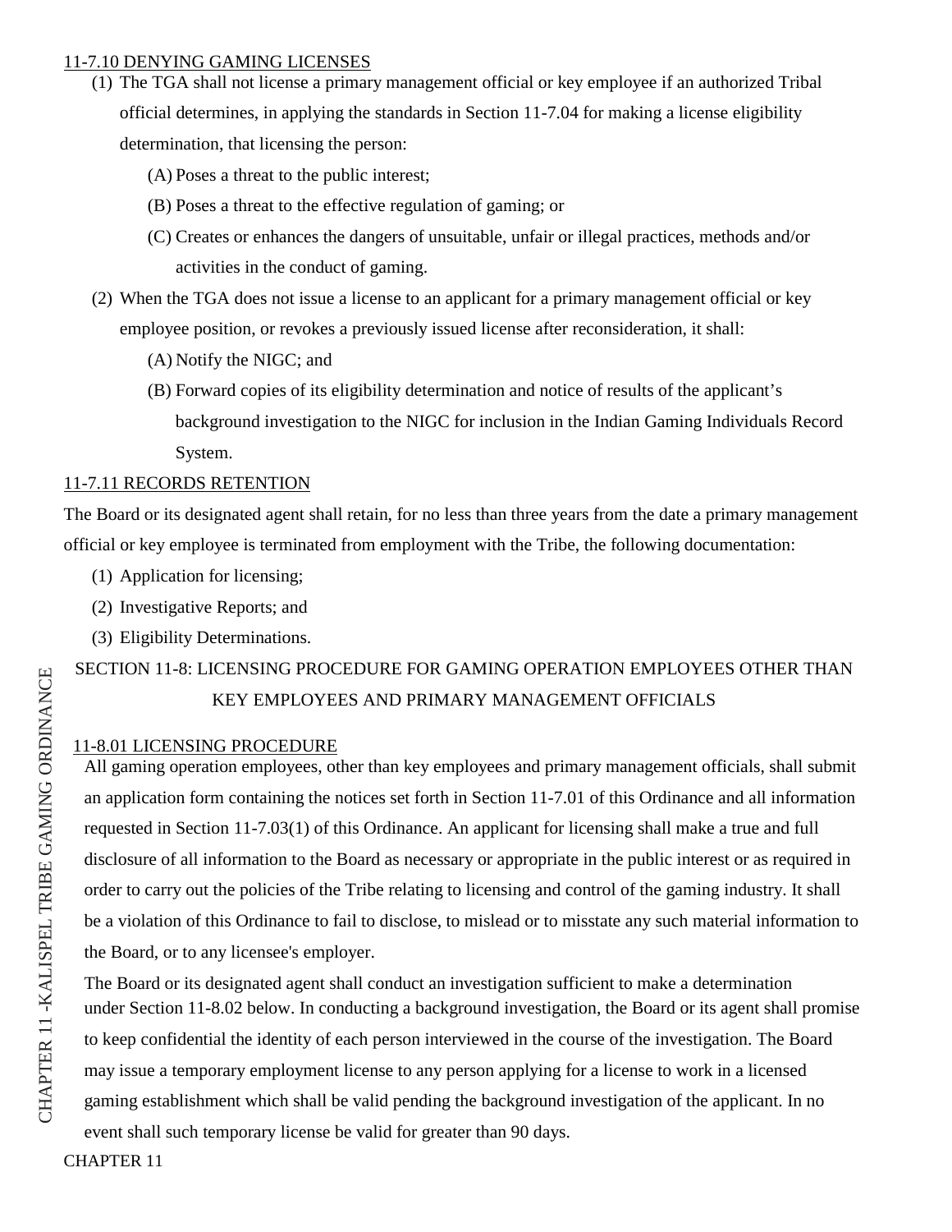11-7.10 DENYING GAMING LICENSES

(1) The TGA shall not license a primary management official or key employee if an authorized Tribal official determines, in applying the standards in Section 11-7.04 for making a license eligibility determination, that licensing the person:

   (A) Poses a threat to the public interest;

   (B) Poses a threat to the effective regulation of gaming; or

   (C) Creates or enhances the dangers of unsuitable, unfair or illegal practices, methods and/or activities in the conduct of gaming.

(2) When the TGA does not issue a license to an applicant for a primary management official or key employee position, or revokes a previously issued license after reconsideration, it shall:

   (A) Notify the NIGC; and

   (B) Forward copies of its eligibility determination and notice of results of the applicant's background investigation to the NIGC for inclusion in the Indian Gaming Individuals Record System.

11-7.11 RECORDS RETENTION

The Board or its designated agent shall retain, for no less than three years from the date a primary management official or key employee is terminated from employment with the Tribe, the following documentation:

(1) Application for licensing;

(2) Investigative Reports; and

(3) Eligibility Determinations.

## SECTION 11-8: LICENSING PROCEDURE FOR GAMING OPERATION EMPLOYEES OTHER THAN KEY EMPLOYEES AND PRIMARY MANAGEMENT OFFICIALS

11-8.01 LICENSING PROCEDURE

All gaming operation employees, other than key employees and primary management officials, shall submit an application form containing the notices set forth in Section 11-7.01 of this Ordinance and all information requested in Section 11-7.03(1) of this Ordinance. An applicant for licensing shall make a true and full disclosure of all information to the Board as necessary or appropriate in the public interest or as required in order to carry out the policies of the Tribe relating to licensing and control of the gaming industry. It shall be a violation of this Ordinance to fail to disclose, to mislead or to misstate any such material information to the Board, or to any licensee's employer.

The Board or its designated agent shall conduct an investigation sufficient to make a determination under Section 11-8.02 below. In conducting a background investigation, the Board or its agent shall promise to keep confidential the identity of each person interviewed in the course of the investigation. The Board may issue a temporary employment license to any person applying for a license to work in a licensed gaming establishment which shall be valid pending the background investigation of the applicant. In no event shall such temporary license be valid for greater than 90 days.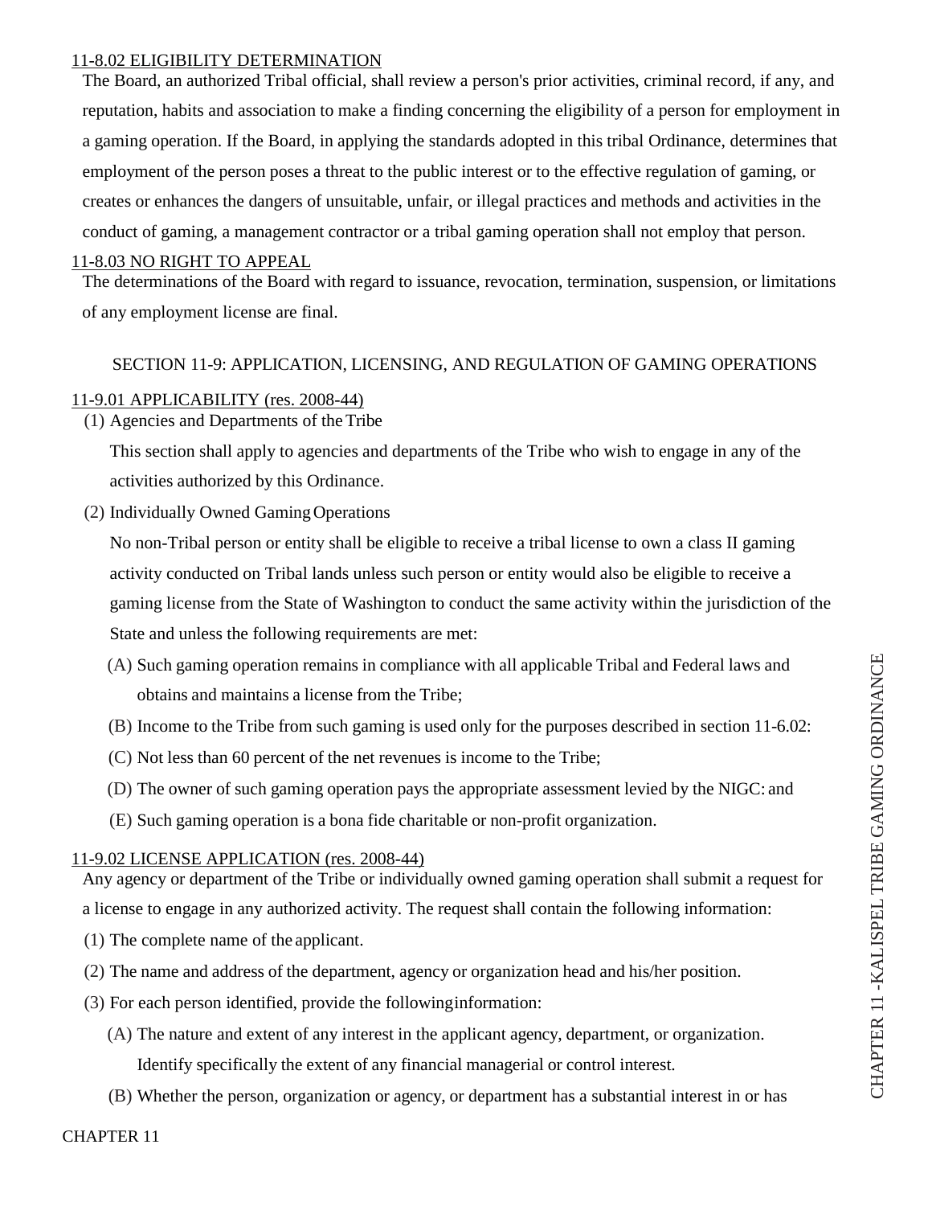11-8.02 ELIGIBILITY DETERMINATION

The Board, an authorized Tribal official, shall review a person's prior activities, criminal record, if any, and reputation, habits and association to make a finding concerning the eligibility of a person for employment in a gaming operation. If the Board, in applying the standards adopted in this tribal Ordinance, determines that employment of the person poses a threat to the public interest or to the effective regulation of gaming, or creates or enhances the dangers of unsuitable, unfair, or illegal practices and methods and activities in the conduct of gaming, a management contractor or a tribal gaming operation shall not employ that person.

11-8.03 NO RIGHT TO APPEAL

The determinations of the Board with regard to issuance, revocation, termination, suspension, or limitations of any employment license are final.

## SECTION 11-9: APPLICATION, LICENSING, AND REGULATION OF GAMING OPERATIONS

11-9.01 APPLICABILITY (res. 2008-44)

(1) Agencies and Departments of the Tribe

This section shall apply to agencies and departments of the Tribe who wish to engage in any of the activities authorized by this Ordinance.

(2) Individually Owned Gaming Operations

No non-Tribal person or entity shall be eligible to receive a tribal license to own a class II gaming activity conducted on Tribal lands unless such person or entity would also be eligible to receive a gaming license from the State of Washington to conduct the same activity within the jurisdiction of the State and unless the following requirements are met:

(A) Such gaming operation remains in compliance with all applicable Tribal and Federal laws and obtains and maintains a license from the Tribe;

(B) Income to the Tribe from such gaming is used only for the purposes described in section 11-6.02:

(C) Not less than 60 percent of the net revenues is income to the Tribe;

(D) The owner of such gaming operation pays the appropriate assessment levied by the NIGC: and

(E) Such gaming operation is a bona fide charitable or non-profit organization.

11-9.02 LICENSE APPLICATION (res. 2008-44)

Any agency or department of the Tribe or individually owned gaming operation shall submit a request for a license to engage in any authorized activity. The request shall contain the following information:

(1) The complete name of the applicant.

(2) The name and address of the department, agency or organization head and his/her position.

(3) For each person identified, provide the following information:

(A) The nature and extent of any interest in the applicant agency, department, or organization. Identify specifically the extent of any financial managerial or control interest.

(B) Whether the person, organization or agency, or department has a substantial interest in or has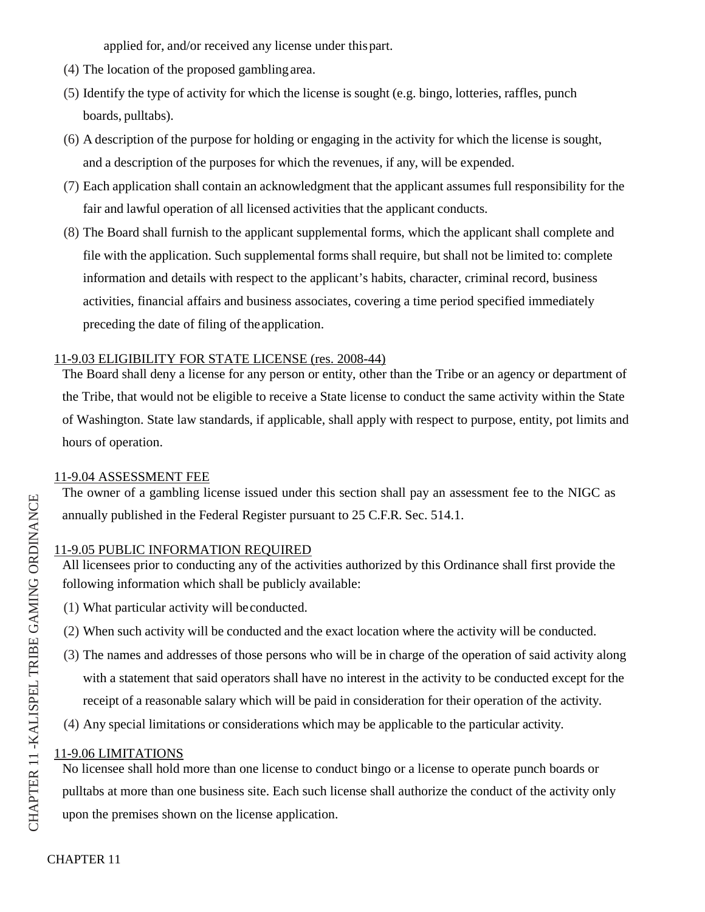applied for, and/or received any license under this part.

(4) The location of the proposed gambling area.

(5) Identify the type of activity for which the license is sought (e.g. bingo, lotteries, raffles, punch boards, pulltabs).

(6) A description of the purpose for holding or engaging in the activity for which the license is sought, and a description of the purposes for which the revenues, if any, will be expended.

(7) Each application shall contain an acknowledgment that the applicant assumes full responsibility for the fair and lawful operation of all licensed activities that the applicant conducts.

(8) The Board shall furnish to the applicant supplemental forms, which the applicant shall complete and file with the application. Such supplemental forms shall require, but shall not be limited to: complete information and details with respect to the applicant's habits, character, criminal record, business activities, financial affairs and business associates, covering a time period specified immediately preceding the date of filing of the application.

## 11-9.03 ELIGIBILITY FOR STATE LICENSE (res. 2008-44)

The Board shall deny a license for any person or entity, other than the Tribe or an agency or department of the Tribe, that would not be eligible to receive a State license to conduct the same activity within the State of Washington. State law standards, if applicable, shall apply with respect to purpose, entity, pot limits and hours of operation.

## 11-9.04 ASSESSMENT FEE

The owner of a gambling license issued under this section shall pay an assessment fee to the NIGC as annually published in the Federal Register pursuant to 25 C.F.R. Sec. 514.1.

## 11-9.05 PUBLIC INFORMATION REQUIRED

All licensees prior to conducting any of the activities authorized by this Ordinance shall first provide the following information which shall be publicly available:

(1) What particular activity will be conducted.

(2) When such activity will be conducted and the exact location where the activity will be conducted.

(3) The names and addresses of those persons who will be in charge of the operation of said activity along with a statement that said operators shall have no interest in the activity to be conducted except for the receipt of a reasonable salary which will be paid in consideration for their operation of the activity.

(4) Any special limitations or considerations which may be applicable to the particular activity.

## 11-9.06 LIMITATIONS

No licensee shall hold more than one license to conduct bingo or a license to operate punch boards or pulltabs at more than one business site. Each such license shall authorize the conduct of the activity only upon the premises shown on the license application.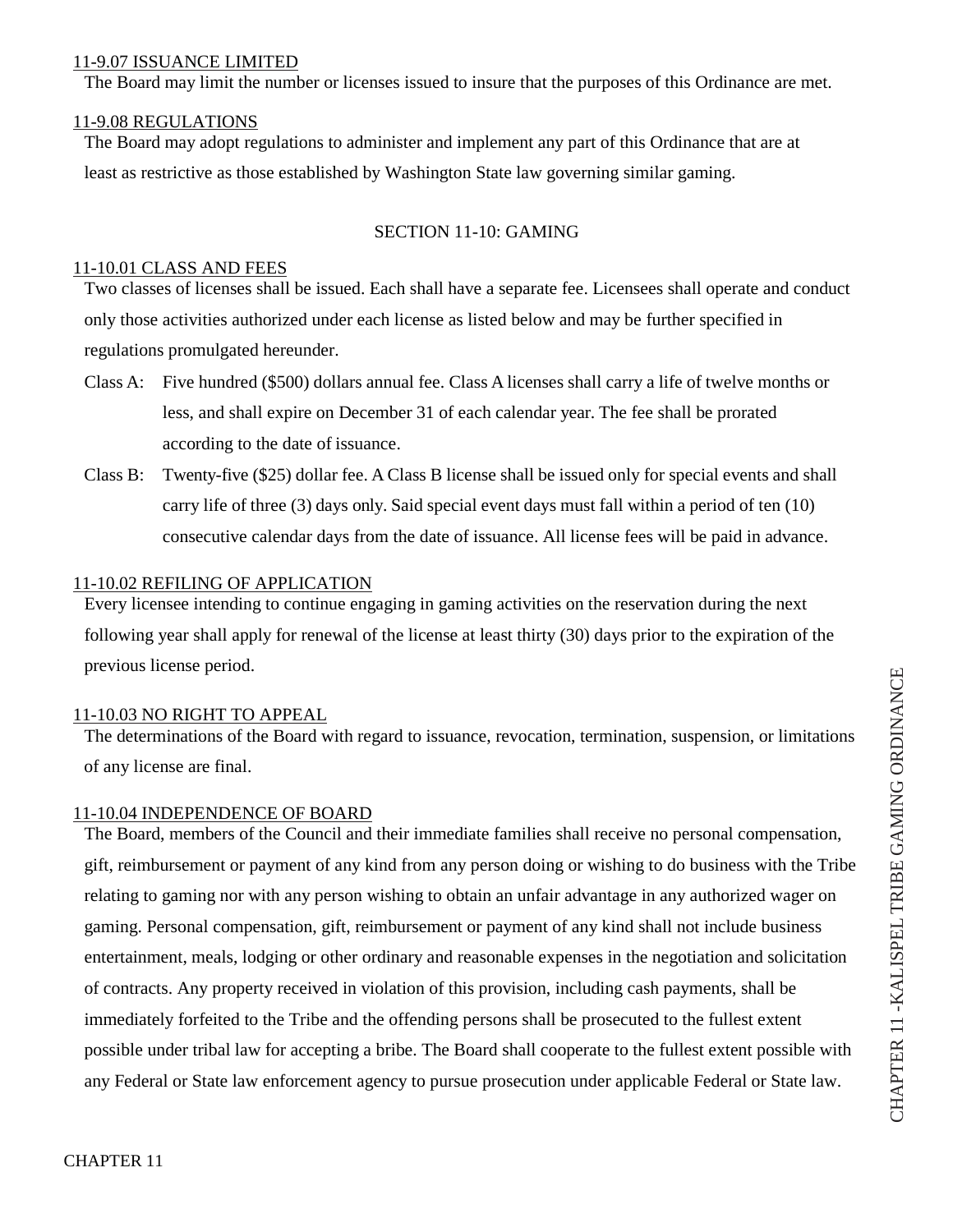11-9.07 ISSUANCE LIMITED

The Board may limit the number or licenses issued to insure that the purposes of this Ordinance are met.

11-9.08 REGULATIONS

The Board may adopt regulations to administer and implement any part of this Ordinance that are at least as restrictive as those established by Washington State law governing similar gaming.

## SECTION 11-10: GAMING

11-10.01 CLASS AND FEES

Two classes of licenses shall be issued. Each shall have a separate fee. Licensees shall operate and conduct only those activities authorized under each license as listed below and may be further specified in regulations promulgated hereunder.

Class A: Five hundred ($500) dollars annual fee. Class A licenses shall carry a life of twelve months or less, and shall expire on December 31 of each calendar year. The fee shall be prorated according to the date of issuance.

Class B: Twenty-five ($25) dollar fee. A Class B license shall be issued only for special events and shall carry life of three (3) days only. Said special event days must fall within a period of ten (10) consecutive calendar days from the date of issuance. All license fees will be paid in advance.

11-10.02 REFILING OF APPLICATION

Every licensee intending to continue engaging in gaming activities on the reservation during the next following year shall apply for renewal of the license at least thirty (30) days prior to the expiration of the previous license period.

11-10.03 NO RIGHT TO APPEAL

The determinations of the Board with regard to issuance, revocation, termination, suspension, or limitations of any license are final.

11-10.04 INDEPENDENCE OF BOARD

The Board, members of the Council and their immediate families shall receive no personal compensation, gift, reimbursement or payment of any kind from any person doing or wishing to do business with the Tribe relating to gaming nor with any person wishing to obtain an unfair advantage in any authorized wager on gaming. Personal compensation, gift, reimbursement or payment of any kind shall not include business entertainment, meals, lodging or other ordinary and reasonable expenses in the negotiation and solicitation of contracts. Any property received in violation of this provision, including cash payments, shall be immediately forfeited to the Tribe and the offending persons shall be prosecuted to the fullest extent possible under tribal law for accepting a bribe. The Board shall cooperate to the fullest extent possible with any Federal or State law enforcement agency to pursue prosecution under applicable Federal or State law.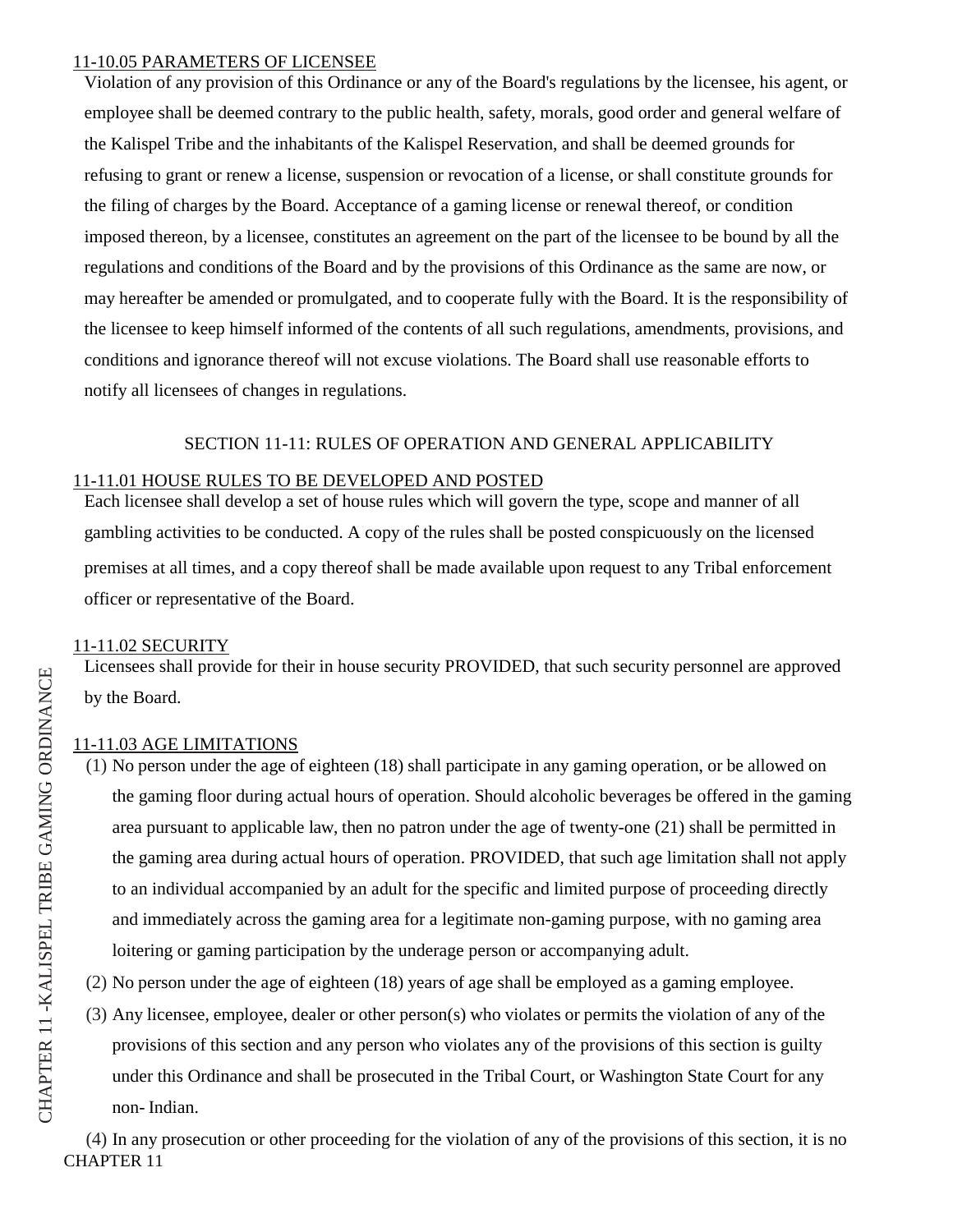11-10.05 PARAMETERS OF LICENSEE

Violation of any provision of this Ordinance or any of the Board's regulations by the licensee, his agent, or employee shall be deemed contrary to the public health, safety, morals, good order and general welfare of the Kalispel Tribe and the inhabitants of the Kalispel Reservation, and shall be deemed grounds for refusing to grant or renew a license, suspension or revocation of a license, or shall constitute grounds for the filing of charges by the Board. Acceptance of a gaming license or renewal thereof, or condition imposed thereon, by a licensee, constitutes an agreement on the part of the licensee to be bound by all the regulations and conditions of the Board and by the provisions of this Ordinance as the same are now, or may hereafter be amended or promulgated, and to cooperate fully with the Board. It is the responsibility of the licensee to keep himself informed of the contents of all such regulations, amendments, provisions, and conditions and ignorance thereof will not excuse violations. The Board shall use reasonable efforts to notify all licensees of changes in regulations.

## SECTION 11-11: RULES OF OPERATION AND GENERAL APPLICABILITY

11-11.01 HOUSE RULES TO BE DEVELOPED AND POSTED

Each licensee shall develop a set of house rules which will govern the type, scope and manner of all gambling activities to be conducted. A copy of the rules shall be posted conspicuously on the licensed premises at all times, and a copy thereof shall be made available upon request to any Tribal enforcement officer or representative of the Board.

11-11.02 SECURITY

Licensees shall provide for their in house security PROVIDED, that such security personnel are approved by the Board.

11-11.03 AGE LIMITATIONS

(1) No person under the age of eighteen (18) shall participate in any gaming operation, or be allowed on the gaming floor during actual hours of operation. Should alcoholic beverages be offered in the gaming area pursuant to applicable law, then no patron under the age of twenty-one (21) shall be permitted in the gaming area during actual hours of operation. PROVIDED, that such age limitation shall not apply to an individual accompanied by an adult for the specific and limited purpose of proceeding directly and immediately across the gaming area for a legitimate non-gaming purpose, with no gaming area loitering or gaming participation by the underage person or accompanying adult.

(2) No person under the age of eighteen (18) years of age shall be employed as a gaming employee.

(3) Any licensee, employee, dealer or other person(s) who violates or permits the violation of any of the provisions of this section and any person who violates any of the provisions of this section is guilty under this Ordinance and shall be prosecuted in the Tribal Court, or Washington State Court for any non- Indian.

(4) In any prosecution or other proceeding for the violation of any of the provisions of this section, it is no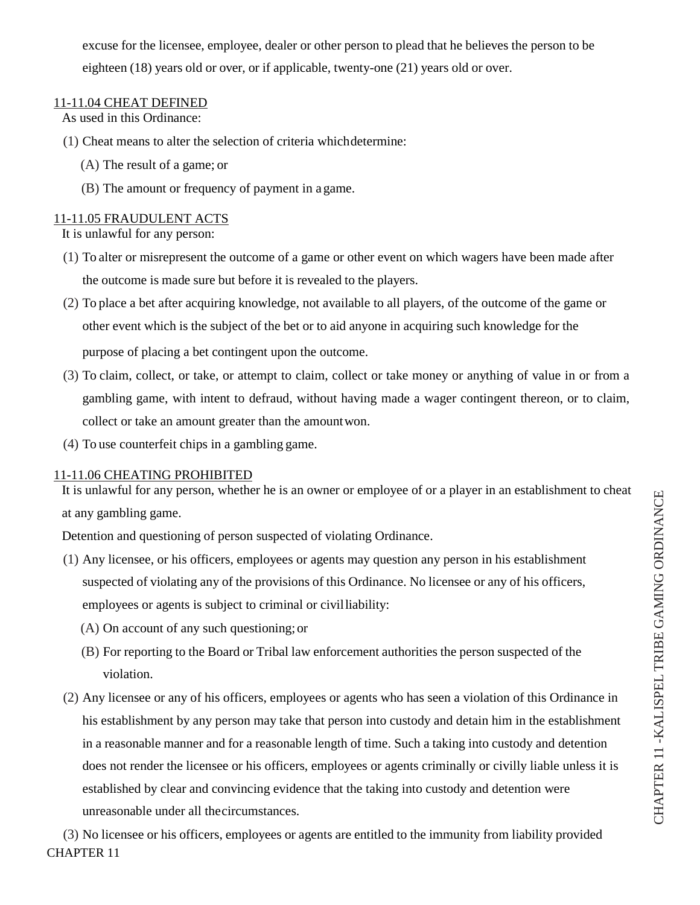excuse for the licensee, employee, dealer or other person to plead that he believes the person to be eighteen (18) years old or over, or if applicable, twenty-one (21) years old or over.

11-11.04 CHEAT DEFINED

As used in this Ordinance:

(1) Cheat means to alter the selection of criteria which determine:

(A) The result of a game; or

(B) The amount or frequency of payment in a game.

11-11.05 FRAUDULENT ACTS

It is unlawful for any person:

(1) To alter or misrepresent the outcome of a game or other event on which wagers have been made after the outcome is made sure but before it is revealed to the players.

(2) To place a bet after acquiring knowledge, not available to all players, of the outcome of the game or other event which is the subject of the bet or to aid anyone in acquiring such knowledge for the purpose of placing a bet contingent upon the outcome.

(3) To claim, collect, or take, or attempt to claim, collect or take money or anything of value in or from a gambling game, with intent to defraud, without having made a wager contingent thereon, or to claim, collect or take an amount greater than the amount won.

(4) To use counterfeit chips in a gambling game.

11-11.06 CHEATING PROHIBITED

It is unlawful for any person, whether he is an owner or employee of or a player in an establishment to cheat at any gambling game.

Detention and questioning of person suspected of violating Ordinance.

(1) Any licensee, or his officers, employees or agents may question any person in his establishment suspected of violating any of the provisions of this Ordinance. No licensee or any of his officers, employees or agents is subject to criminal or civil liability:

(A) On account of any such questioning; or

(B) For reporting to the Board or Tribal law enforcement authorities the person suspected of the violation.

(2) Any licensee or any of his officers, employees or agents who has seen a violation of this Ordinance in his establishment by any person may take that person into custody and detain him in the establishment in a reasonable manner and for a reasonable length of time. Such a taking into custody and detention does not render the licensee or his officers, employees or agents criminally or civilly liable unless it is established by clear and convincing evidence that the taking into custody and detention were unreasonable under all the circumstances.

(3) No licensee or his officers, employees or agents are entitled to the immunity from liability provided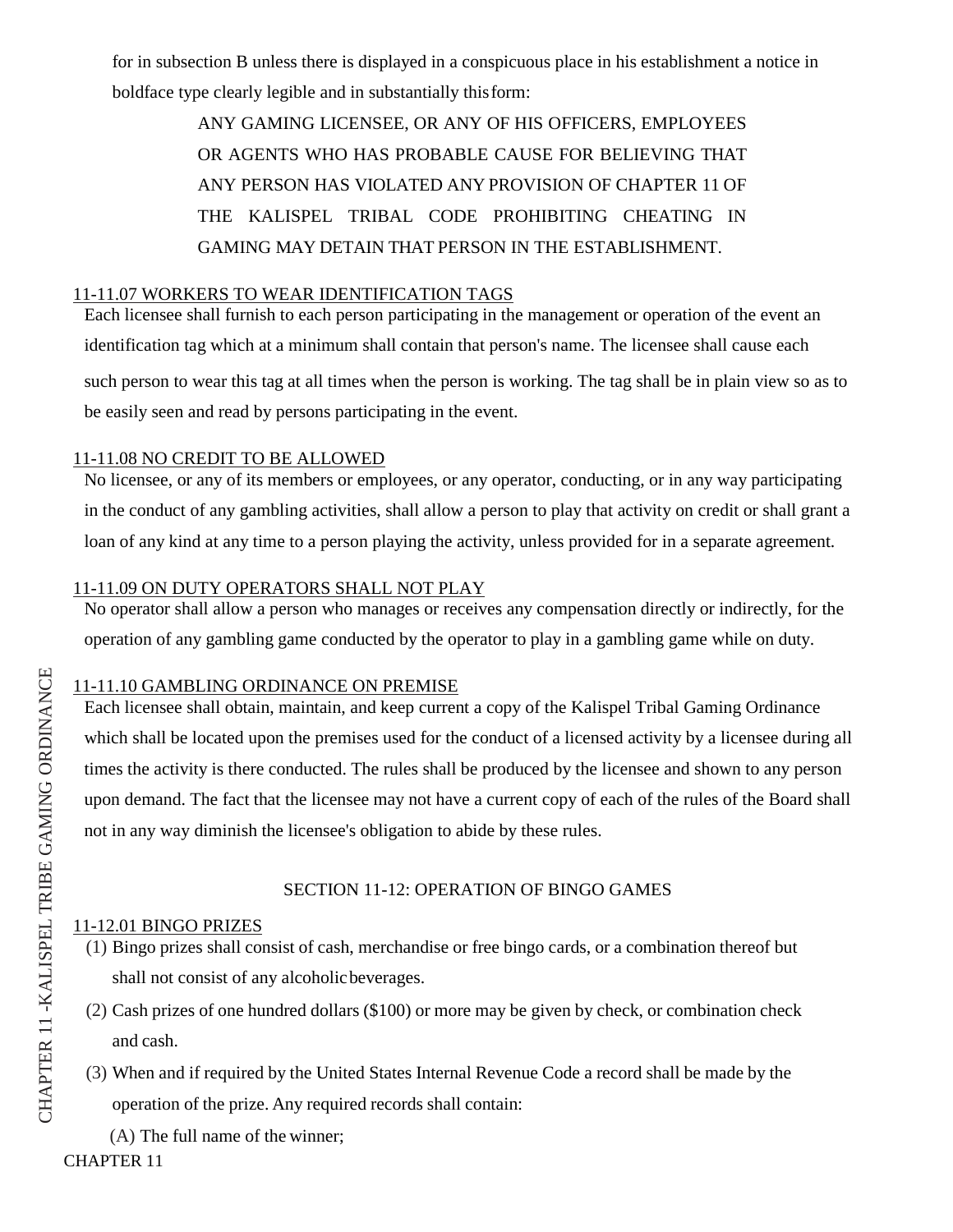for in subsection B unless there is displayed in a conspicuous place in his establishment a notice in boldface type clearly legible and in substantially this form:

> ANY GAMING LICENSEE, OR ANY OF HIS OFFICERS, EMPLOYEES OR AGENTS WHO HAS PROBABLE CAUSE FOR BELIEVING THAT ANY PERSON HAS VIOLATED ANY PROVISION OF CHAPTER 11 OF THE KALISPEL TRIBAL CODE PROHIBITING CHEATING IN GAMING MAY DETAIN THAT PERSON IN THE ESTABLISHMENT.

11-11.07 WORKERS TO WEAR IDENTIFICATION TAGS

Each licensee shall furnish to each person participating in the management or operation of the event an identification tag which at a minimum shall contain that person's name. The licensee shall cause each such person to wear this tag at all times when the person is working. The tag shall be in plain view so as to be easily seen and read by persons participating in the event.

11-11.08 NO CREDIT TO BE ALLOWED

No licensee, or any of its members or employees, or any operator, conducting, or in any way participating in the conduct of any gambling activities, shall allow a person to play that activity on credit or shall grant a loan of any kind at any time to a person playing the activity, unless provided for in a separate agreement.

11-11.09 ON DUTY OPERATORS SHALL NOT PLAY

No operator shall allow a person who manages or receives any compensation directly or indirectly, for the operation of any gambling game conducted by the operator to play in a gambling game while on duty.

11-11.10 GAMBLING ORDINANCE ON PREMISE

Each licensee shall obtain, maintain, and keep current a copy of the Kalispel Tribal Gaming Ordinance which shall be located upon the premises used for the conduct of a licensed activity by a licensee during all times the activity is there conducted. The rules shall be produced by the licensee and shown to any person upon demand. The fact that the licensee may not have a current copy of each of the rules of the Board shall not in any way diminish the licensee's obligation to abide by these rules.

## SECTION 11-12: OPERATION OF BINGO GAMES

11-12.01 BINGO PRIZES

(1) Bingo prizes shall consist of cash, merchandise or free bingo cards, or a combination thereof but shall not consist of any alcoholic beverages.

(2) Cash prizes of one hundred dollars ($100) or more may be given by check, or combination check and cash.

(3) When and if required by the United States Internal Revenue Code a record shall be made by the operation of the prize. Any required records shall contain:

(A) The full name of the winner;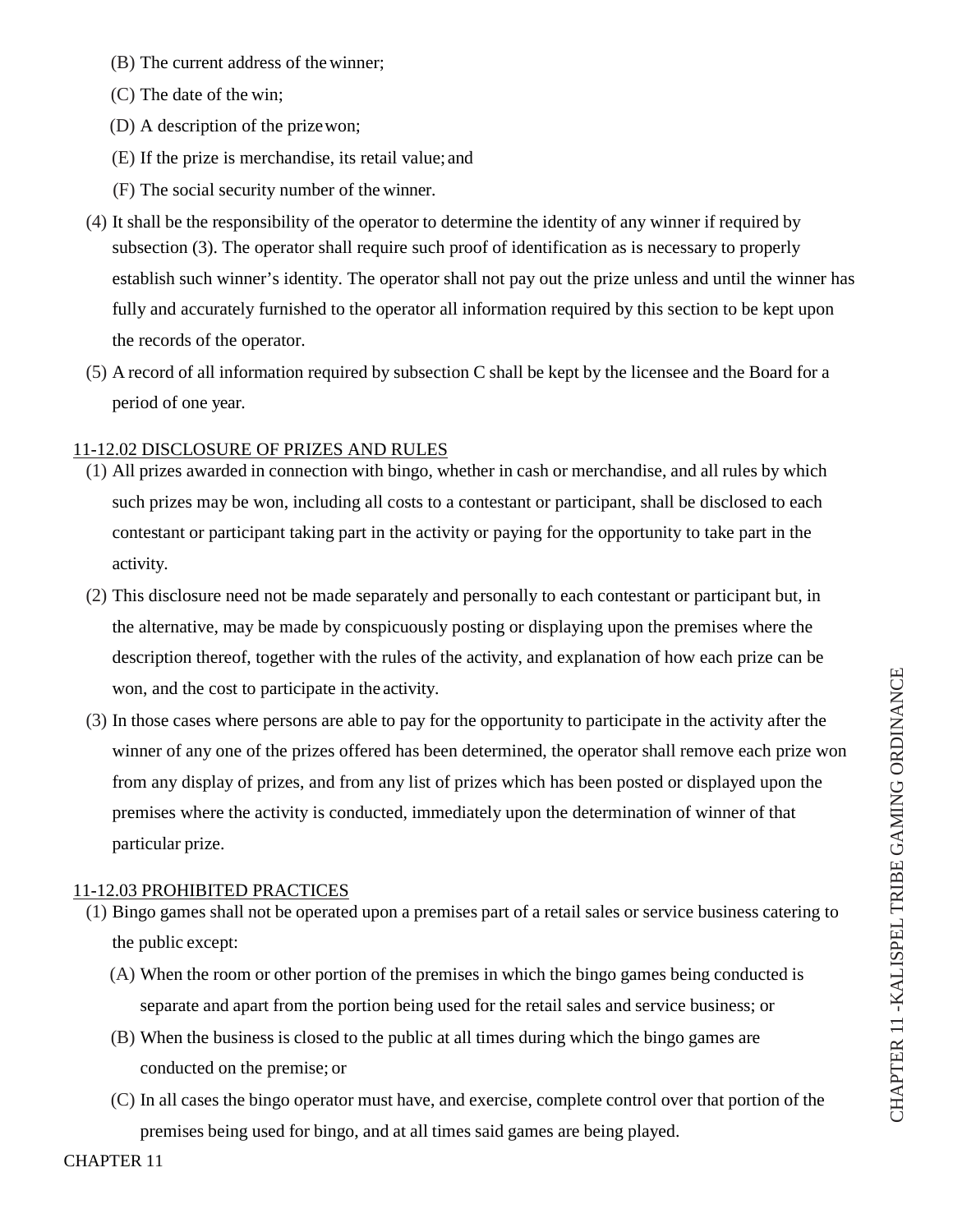(B) The current address of the winner;

(C) The date of the win;

(D) A description of the prize won;

(E) If the prize is merchandise, its retail value; and

(F) The social security number of the winner.

(4) It shall be the responsibility of the operator to determine the identity of any winner if required by subsection (3). The operator shall require such proof of identification as is necessary to properly establish such winner's identity. The operator shall not pay out the prize unless and until the winner has fully and accurately furnished to the operator all information required by this section to be kept upon the records of the operator.

(5) A record of all information required by subsection C shall be kept by the licensee and the Board for a period of one year.

## 11-12.02 DISCLOSURE OF PRIZES AND RULES

(1) All prizes awarded in connection with bingo, whether in cash or merchandise, and all rules by which such prizes may be won, including all costs to a contestant or participant, shall be disclosed to each contestant or participant taking part in the activity or paying for the opportunity to take part in the activity.

(2) This disclosure need not be made separately and personally to each contestant or participant but, in the alternative, may be made by conspicuously posting or displaying upon the premises where the description thereof, together with the rules of the activity, and explanation of how each prize can be won, and the cost to participate in the activity.

(3) In those cases where persons are able to pay for the opportunity to participate in the activity after the winner of any one of the prizes offered has been determined, the operator shall remove each prize won from any display of prizes, and from any list of prizes which has been posted or displayed upon the premises where the activity is conducted, immediately upon the determination of winner of that particular prize.

## 11-12.03 PROHIBITED PRACTICES

(1) Bingo games shall not be operated upon a premises part of a retail sales or service business catering to the public except:

(A) When the room or other portion of the premises in which the bingo games being conducted is separate and apart from the portion being used for the retail sales and service business; or

(B) When the business is closed to the public at all times during which the bingo games are conducted on the premise; or

(C) In all cases the bingo operator must have, and exercise, complete control over that portion of the premises being used for bingo, and at all times said games are being played.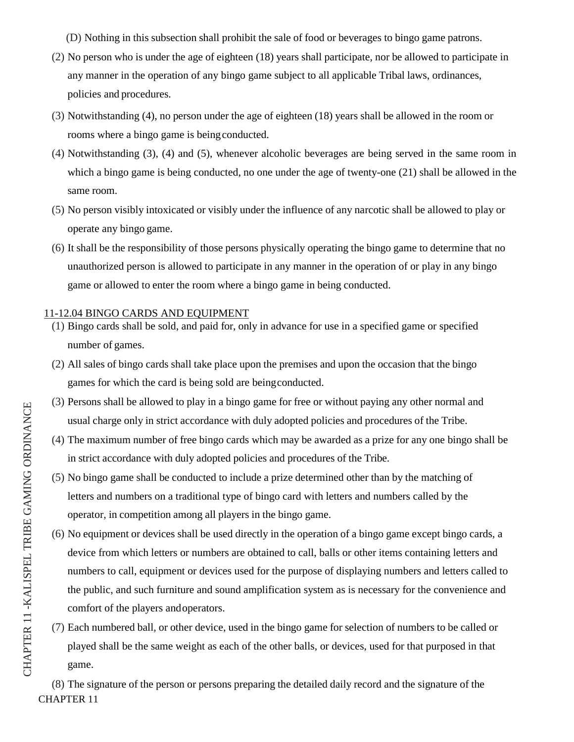(D) Nothing in this subsection shall prohibit the sale of food or beverages to bingo game patrons.

(2) No person who is under the age of eighteen (18) years shall participate, nor be allowed to participate in any manner in the operation of any bingo game subject to all applicable Tribal laws, ordinances, policies and procedures.

(3) Notwithstanding (4), no person under the age of eighteen (18) years shall be allowed in the room or rooms where a bingo game is being conducted.

(4) Notwithstanding (3), (4) and (5), whenever alcoholic beverages are being served in the same room in which a bingo game is being conducted, no one under the age of twenty-one (21) shall be allowed in the same room.

(5) No person visibly intoxicated or visibly under the influence of any narcotic shall be allowed to play or operate any bingo game.

(6) It shall be the responsibility of those persons physically operating the bingo game to determine that no unauthorized person is allowed to participate in any manner in the operation of or play in any bingo game or allowed to enter the room where a bingo game in being conducted.

11-12.04 BINGO CARDS AND EQUIPMENT

(1) Bingo cards shall be sold, and paid for, only in advance for use in a specified game or specified number of games.

(2) All sales of bingo cards shall take place upon the premises and upon the occasion that the bingo games for which the card is being sold are being conducted.

(3) Persons shall be allowed to play in a bingo game for free or without paying any other normal and usual charge only in strict accordance with duly adopted policies and procedures of the Tribe.

(4) The maximum number of free bingo cards which may be awarded as a prize for any one bingo shall be in strict accordance with duly adopted policies and procedures of the Tribe.

(5) No bingo game shall be conducted to include a prize determined other than by the matching of letters and numbers on a traditional type of bingo card with letters and numbers called by the operator, in competition among all players in the bingo game.

(6) No equipment or devices shall be used directly in the operation of a bingo game except bingo cards, a device from which letters or numbers are obtained to call, balls or other items containing letters and numbers to call, equipment or devices used for the purpose of displaying numbers and letters called to the public, and such furniture and sound amplification system as is necessary for the convenience and comfort of the players and operators.

(7) Each numbered ball, or other device, used in the bingo game for selection of numbers to be called or played shall be the same weight as each of the other balls, or devices, used for that purposed in that game.

(8) The signature of the person or persons preparing the detailed daily record and the signature of the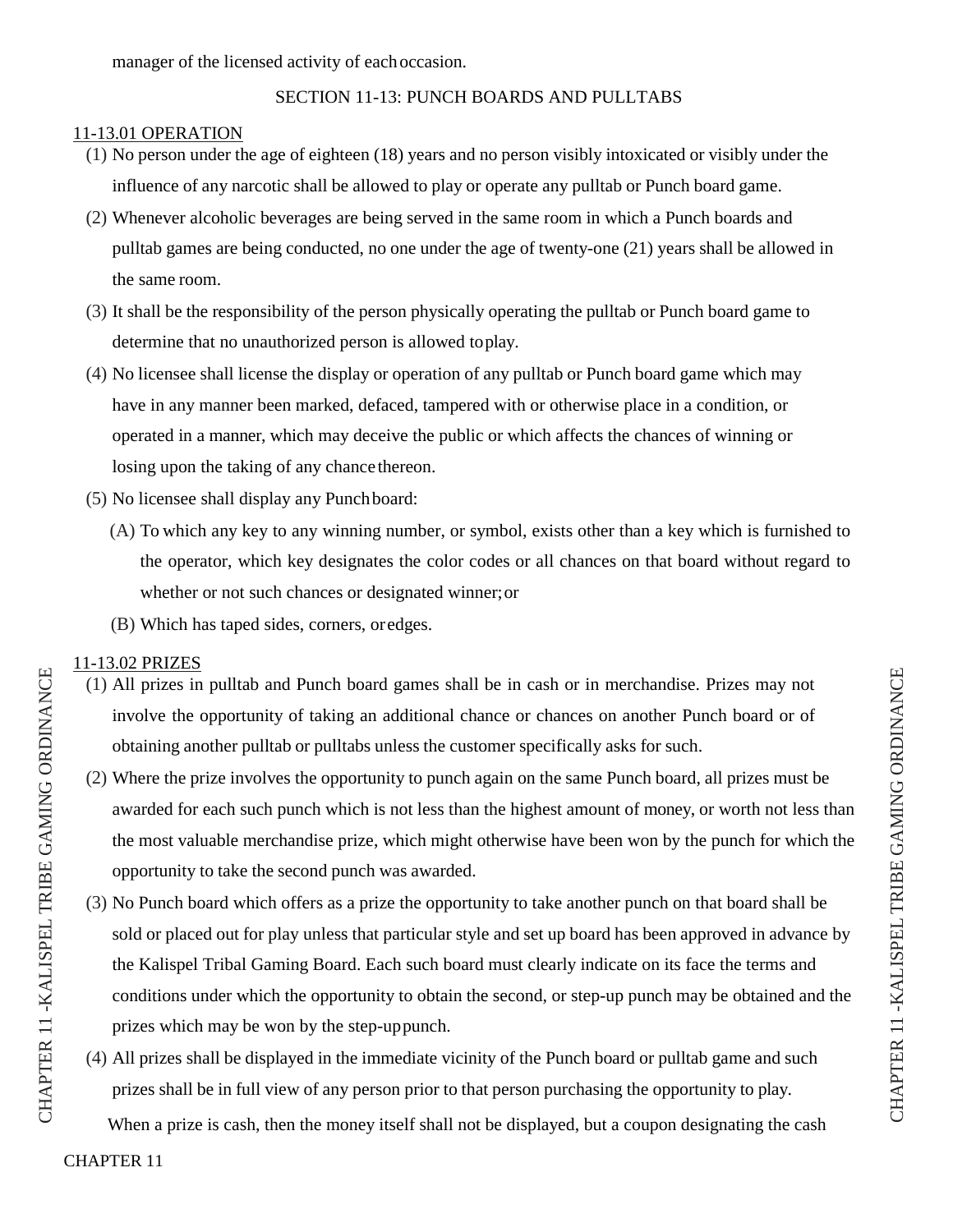manager of the licensed activity of each occasion.

## SECTION 11-13: PUNCH BOARDS AND PULLTABS

### 11-13.01 OPERATION

(1) No person under the age of eighteen (18) years and no person visibly intoxicated or visibly under the influence of any narcotic shall be allowed to play or operate any pulltab or Punch board game.

(2) Whenever alcoholic beverages are being served in the same room in which a Punch boards and pulltab games are being conducted, no one under the age of twenty-one (21) years shall be allowed in the same room.

(3) It shall be the responsibility of the person physically operating the pulltab or Punch board game to determine that no unauthorized person is allowed to play.

(4) No licensee shall license the display or operation of any pulltab or Punch board game which may have in any manner been marked, defaced, tampered with or otherwise place in a condition, or operated in a manner, which may deceive the public or which affects the chances of winning or losing upon the taking of any chance thereon.

(5) No licensee shall display any Punch board:

  (A) To which any key to any winning number, or symbol, exists other than a key which is furnished to the operator, which key designates the color codes or all chances on that board without regard to whether or not such chances or designated winner; or

  (B) Which has taped sides, corners, or edges.

### 11-13.02 PRIZES

(1) All prizes in pulltab and Punch board games shall be in cash or in merchandise. Prizes may not involve the opportunity of taking an additional chance or chances on another Punch board or of obtaining another pulltab or pulltabs unless the customer specifically asks for such.

(2) Where the prize involves the opportunity to punch again on the same Punch board, all prizes must be awarded for each such punch which is not less than the highest amount of money, or worth not less than the most valuable merchandise prize, which might otherwise have been won by the punch for which the opportunity to take the second punch was awarded.

(3) No Punch board which offers as a prize the opportunity to take another punch on that board shall be sold or placed out for play unless that particular style and set up board has been approved in advance by the Kalispel Tribal Gaming Board. Each such board must clearly indicate on its face the terms and conditions under which the opportunity to obtain the second, or step-up punch may be obtained and the prizes which may be won by the step-up punch.

(4) All prizes shall be displayed in the immediate vicinity of the Punch board or pulltab game and such prizes shall be in full view of any person prior to that person purchasing the opportunity to play.

When a prize is cash, then the money itself shall not be displayed, but a coupon designating the cash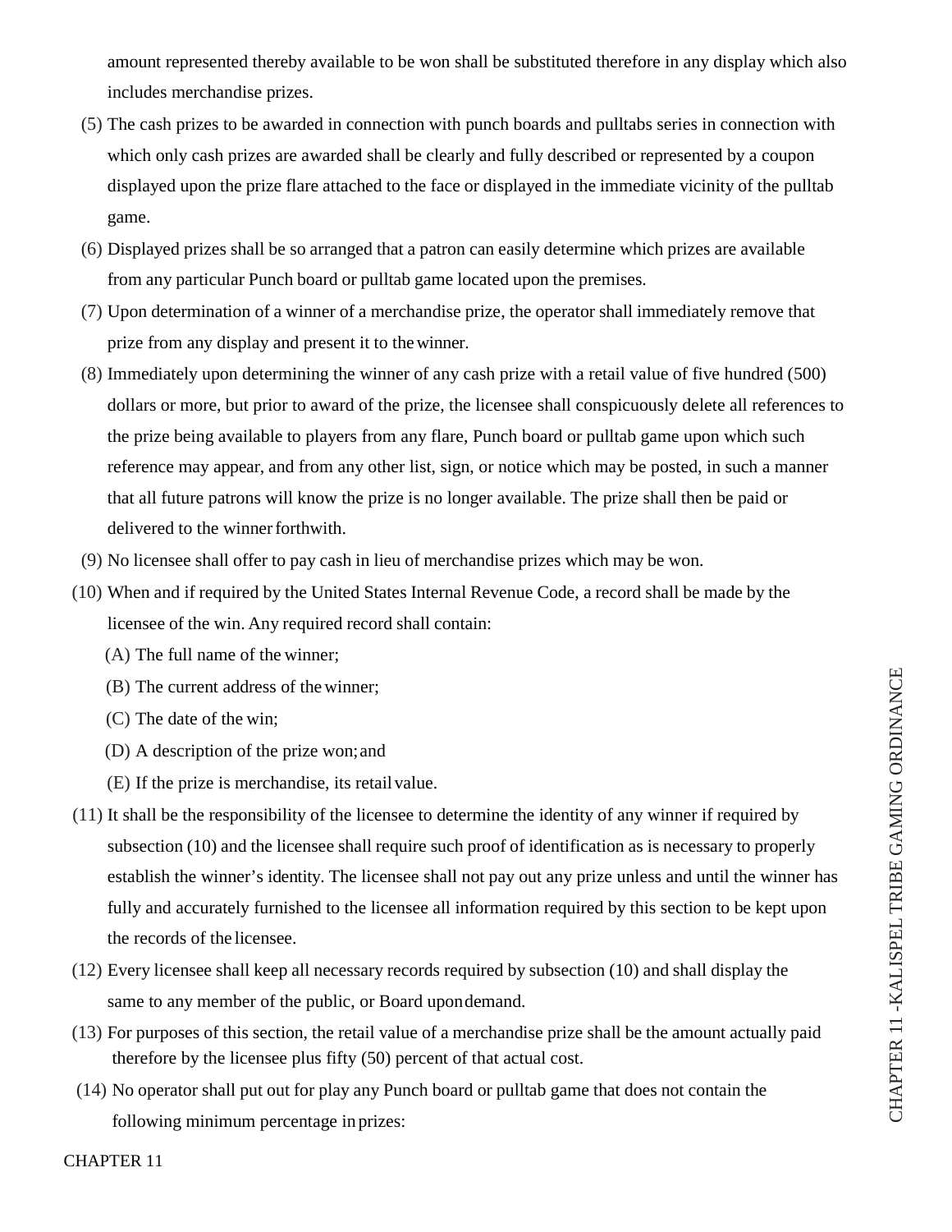amount represented thereby available to be won shall be substituted therefore in any display which also includes merchandise prizes.

(5) The cash prizes to be awarded in connection with punch boards and pulltabs series in connection with which only cash prizes are awarded shall be clearly and fully described or represented by a coupon displayed upon the prize flare attached to the face or displayed in the immediate vicinity of the pulltab game.

(6) Displayed prizes shall be so arranged that a patron can easily determine which prizes are available from any particular Punch board or pulltab game located upon the premises.

(7) Upon determination of a winner of a merchandise prize, the operator shall immediately remove that prize from any display and present it to the winner.

(8) Immediately upon determining the winner of any cash prize with a retail value of five hundred (500) dollars or more, but prior to award of the prize, the licensee shall conspicuously delete all references to the prize being available to players from any flare, Punch board or pulltab game upon which such reference may appear, and from any other list, sign, or notice which may be posted, in such a manner that all future patrons will know the prize is no longer available. The prize shall then be paid or delivered to the winner forthwith.

(9) No licensee shall offer to pay cash in lieu of merchandise prizes which may be won.

(10) When and if required by the United States Internal Revenue Code, a record shall be made by the licensee of the win. Any required record shall contain:

   (A) The full name of the winner;

   (B) The current address of the winner;

   (C) The date of the win;

   (D) A description of the prize won; and

   (E) If the prize is merchandise, its retail value.

(11) It shall be the responsibility of the licensee to determine the identity of any winner if required by subsection (10) and the licensee shall require such proof of identification as is necessary to properly establish the winner's identity. The licensee shall not pay out any prize unless and until the winner has fully and accurately furnished to the licensee all information required by this section to be kept upon the records of the licensee.

(12) Every licensee shall keep all necessary records required by subsection (10) and shall display the same to any member of the public, or Board upon demand.

(13) For purposes of this section, the retail value of a merchandise prize shall be the amount actually paid therefore by the licensee plus fifty (50) percent of that actual cost.

(14) No operator shall put out for play any Punch board or pulltab game that does not contain the following minimum percentage in prizes: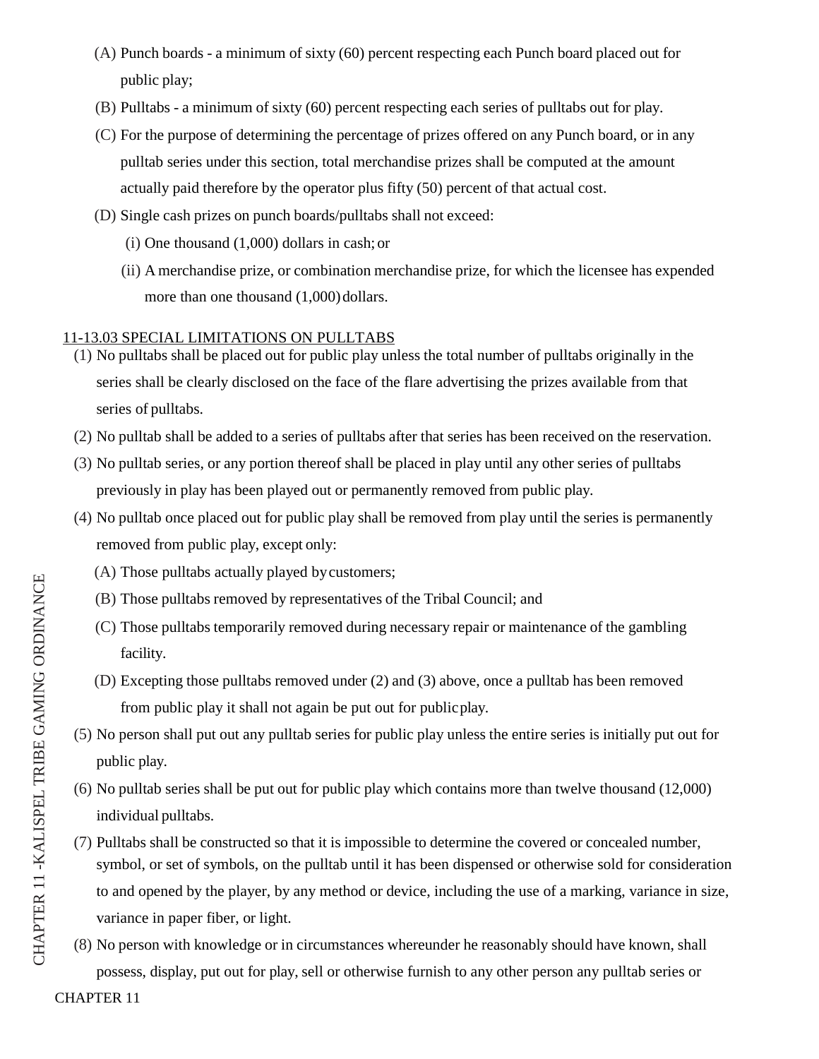(A) Punch boards - a minimum of sixty (60) percent respecting each Punch board placed out for public play;

(B) Pulltabs - a minimum of sixty (60) percent respecting each series of pulltabs out for play.

(C) For the purpose of determining the percentage of prizes offered on any Punch board, or in any pulltab series under this section, total merchandise prizes shall be computed at the amount actually paid therefore by the operator plus fifty (50) percent of that actual cost.

(D) Single cash prizes on punch boards/pulltabs shall not exceed:

(i) One thousand (1,000) dollars in cash; or

(ii) A merchandise prize, or combination merchandise prize, for which the licensee has expended more than one thousand (1,000) dollars.

11-13.03 SPECIAL LIMITATIONS ON PULLTABS

(1) No pulltabs shall be placed out for public play unless the total number of pulltabs originally in the series shall be clearly disclosed on the face of the flare advertising the prizes available from that series of pulltabs.

(2) No pulltab shall be added to a series of pulltabs after that series has been received on the reservation.

(3) No pulltab series, or any portion thereof shall be placed in play until any other series of pulltabs previously in play has been played out or permanently removed from public play.

(4) No pulltab once placed out for public play shall be removed from play until the series is permanently removed from public play, except only:

(A) Those pulltabs actually played by customers;

(B) Those pulltabs removed by representatives of the Tribal Council; and

(C) Those pulltabs temporarily removed during necessary repair or maintenance of the gambling facility.

(D) Excepting those pulltabs removed under (2) and (3) above, once a pulltab has been removed from public play it shall not again be put out for public play.

(5) No person shall put out any pulltab series for public play unless the entire series is initially put out for public play.

(6) No pulltab series shall be put out for public play which contains more than twelve thousand (12,000) individual pulltabs.

(7) Pulltabs shall be constructed so that it is impossible to determine the covered or concealed number, symbol, or set of symbols, on the pulltab until it has been dispensed or otherwise sold for consideration to and opened by the player, by any method or device, including the use of a marking, variance in size, variance in paper fiber, or light.

(8) No person with knowledge or in circumstances whereunder he reasonably should have known, shall possess, display, put out for play, sell or otherwise furnish to any other person any pulltab series or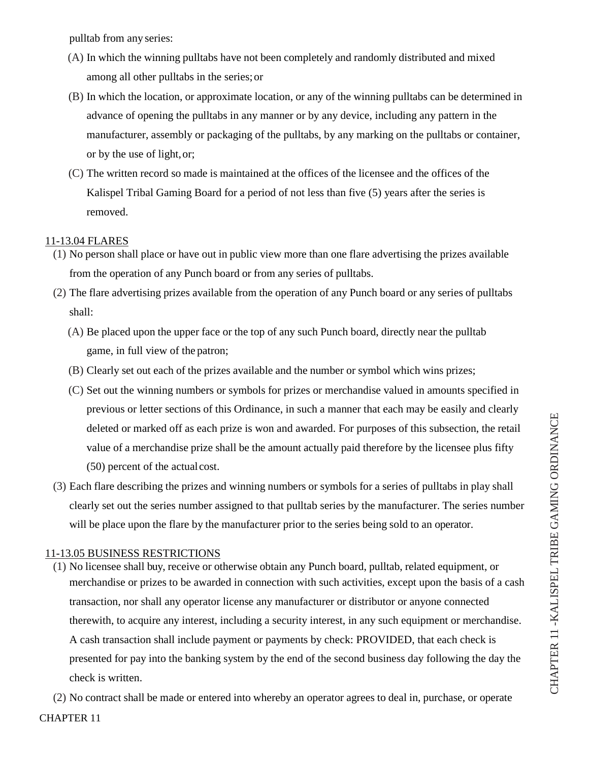pulltab from any series:

(A) In which the winning pulltabs have not been completely and randomly distributed and mixed among all other pulltabs in the series; or

(B) In which the location, or approximate location, or any of the winning pulltabs can be determined in advance of opening the pulltabs in any manner or by any device, including any pattern in the manufacturer, assembly or packaging of the pulltabs, by any marking on the pulltabs or container, or by the use of light, or;

(C) The written record so made is maintained at the offices of the licensee and the offices of the Kalispel Tribal Gaming Board for a period of not less than five (5) years after the series is removed.

11-13.04 FLARES

(1) No person shall place or have out in public view more than one flare advertising the prizes available from the operation of any Punch board or from any series of pulltabs.

(2) The flare advertising prizes available from the operation of any Punch board or any series of pulltabs shall:

(A) Be placed upon the upper face or the top of any such Punch board, directly near the pulltab game, in full view of the patron;

(B) Clearly set out each of the prizes available and the number or symbol which wins prizes;

(C) Set out the winning numbers or symbols for prizes or merchandise valued in amounts specified in previous or letter sections of this Ordinance, in such a manner that each may be easily and clearly deleted or marked off as each prize is won and awarded. For purposes of this subsection, the retail value of a merchandise prize shall be the amount actually paid therefore by the licensee plus fifty (50) percent of the actual cost.

(3) Each flare describing the prizes and winning numbers or symbols for a series of pulltabs in play shall clearly set out the series number assigned to that pulltab series by the manufacturer. The series number will be place upon the flare by the manufacturer prior to the series being sold to an operator.

11-13.05 BUSINESS RESTRICTIONS

(1) No licensee shall buy, receive or otherwise obtain any Punch board, pulltab, related equipment, or merchandise or prizes to be awarded in connection with such activities, except upon the basis of a cash transaction, nor shall any operator license any manufacturer or distributor or anyone connected therewith, to acquire any interest, including a security interest, in any such equipment or merchandise. A cash transaction shall include payment or payments by check: PROVIDED, that each check is presented for pay into the banking system by the end of the second business day following the day the check is written.

(2) No contract shall be made or entered into whereby an operator agrees to deal in, purchase, or operate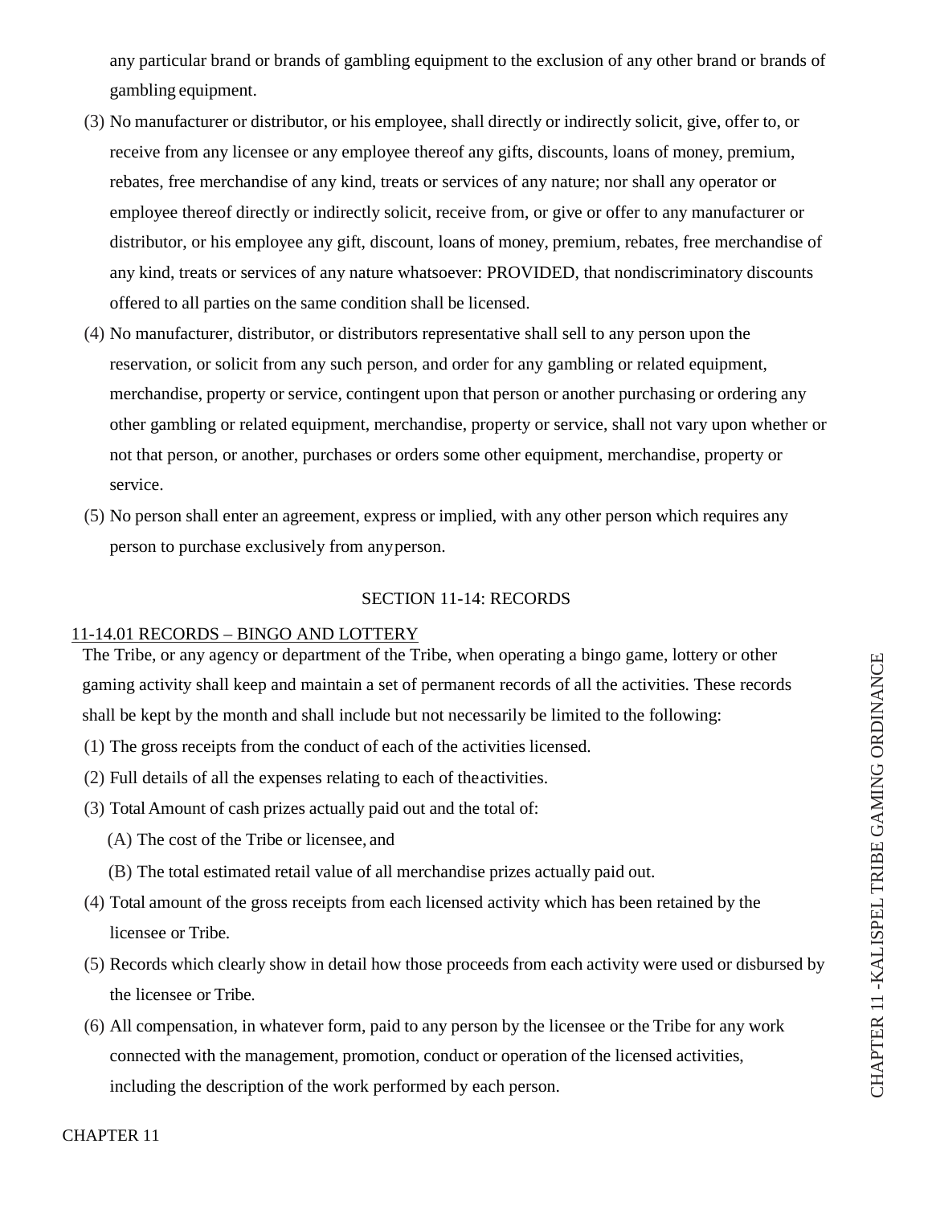any particular brand or brands of gambling equipment to the exclusion of any other brand or brands of gambling equipment.

(3) No manufacturer or distributor, or his employee, shall directly or indirectly solicit, give, offer to, or receive from any licensee or any employee thereof any gifts, discounts, loans of money, premium, rebates, free merchandise of any kind, treats or services of any nature; nor shall any operator or employee thereof directly or indirectly solicit, receive from, or give or offer to any manufacturer or distributor, or his employee any gift, discount, loans of money, premium, rebates, free merchandise of any kind, treats or services of any nature whatsoever: PROVIDED, that nondiscriminatory discounts offered to all parties on the same condition shall be licensed.

(4) No manufacturer, distributor, or distributors representative shall sell to any person upon the reservation, or solicit from any such person, and order for any gambling or related equipment, merchandise, property or service, contingent upon that person or another purchasing or ordering any other gambling or related equipment, merchandise, property or service, shall not vary upon whether or not that person, or another, purchases or orders some other equipment, merchandise, property or service.

(5) No person shall enter an agreement, express or implied, with any other person which requires any person to purchase exclusively from anyperson.

## SECTION 11-14: RECORDS

### 11-14.01 RECORDS – BINGO AND LOTTERY

The Tribe, or any agency or department of the Tribe, when operating a bingo game, lottery or other gaming activity shall keep and maintain a set of permanent records of all the activities. These records shall be kept by the month and shall include but not necessarily be limited to the following:

(1) The gross receipts from the conduct of each of the activities licensed.

(2) Full details of all the expenses relating to each of theactivities.

(3) Total Amount of cash prizes actually paid out and the total of:

   (A) The cost of the Tribe or licensee, and

   (B) The total estimated retail value of all merchandise prizes actually paid out.

(4) Total amount of the gross receipts from each licensed activity which has been retained by the licensee or Tribe.

(5) Records which clearly show in detail how those proceeds from each activity were used or disbursed by the licensee or Tribe.

(6) All compensation, in whatever form, paid to any person by the licensee or the Tribe for any work connected with the management, promotion, conduct or operation of the licensed activities, including the description of the work performed by each person.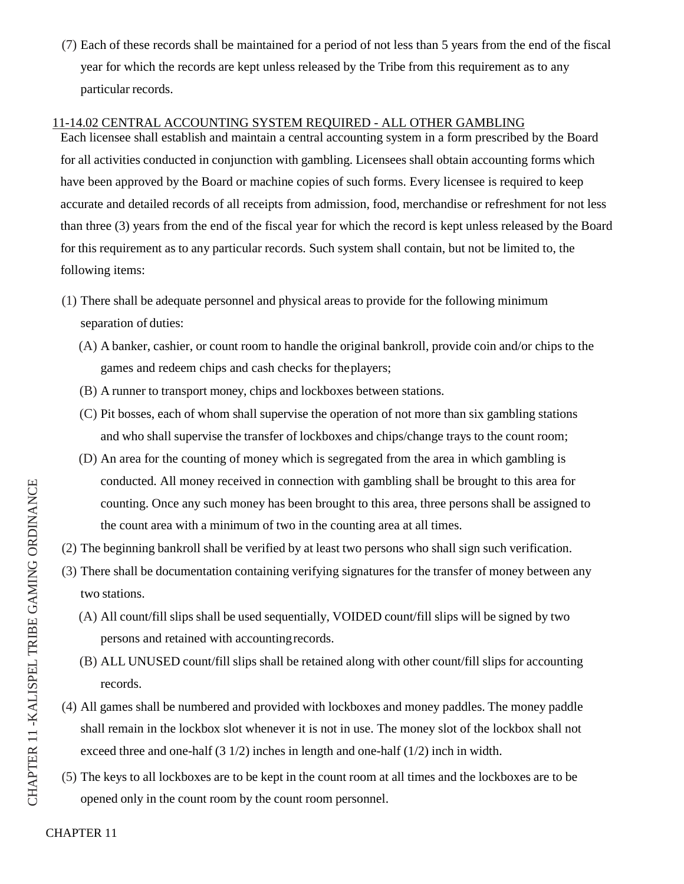(7) Each of these records shall be maintained for a period of not less than 5 years from the end of the fiscal year for which the records are kept unless released by the Tribe from this requirement as to any particular records.

## 11-14.02 CENTRAL ACCOUNTING SYSTEM REQUIRED - ALL OTHER GAMBLING

Each licensee shall establish and maintain a central accounting system in a form prescribed by the Board for all activities conducted in conjunction with gambling. Licensees shall obtain accounting forms which have been approved by the Board or machine copies of such forms. Every licensee is required to keep accurate and detailed records of all receipts from admission, food, merchandise or refreshment for not less than three (3) years from the end of the fiscal year for which the record is kept unless released by the Board for this requirement as to any particular records. Such system shall contain, but not be limited to, the following items:

(1) There shall be adequate personnel and physical areas to provide for the following minimum separation of duties:

  (A) A banker, cashier, or count room to handle the original bankroll, provide coin and/or chips to the games and redeem chips and cash checks for the players;

  (B) A runner to transport money, chips and lockboxes between stations.

  (C) Pit bosses, each of whom shall supervise the operation of not more than six gambling stations and who shall supervise the transfer of lockboxes and chips/change trays to the count room;

  (D) An area for the counting of money which is segregated from the area in which gambling is conducted. All money received in connection with gambling shall be brought to this area for counting. Once any such money has been brought to this area, three persons shall be assigned to the count area with a minimum of two in the counting area at all times.

(2) The beginning bankroll shall be verified by at least two persons who shall sign such verification.

(3) There shall be documentation containing verifying signatures for the transfer of money between any two stations.

  (A) All count/fill slips shall be used sequentially, VOIDED count/fill slips will be signed by two persons and retained with accounting records.

  (B) ALL UNUSED count/fill slips shall be retained along with other count/fill slips for accounting records.

(4) All games shall be numbered and provided with lockboxes and money paddles. The money paddle shall remain in the lockbox slot whenever it is not in use. The money slot of the lockbox shall not exceed three and one-half (3 1/2) inches in length and one-half (1/2) inch in width.

(5) The keys to all lockboxes are to be kept in the count room at all times and the lockboxes are to be opened only in the count room by the count room personnel.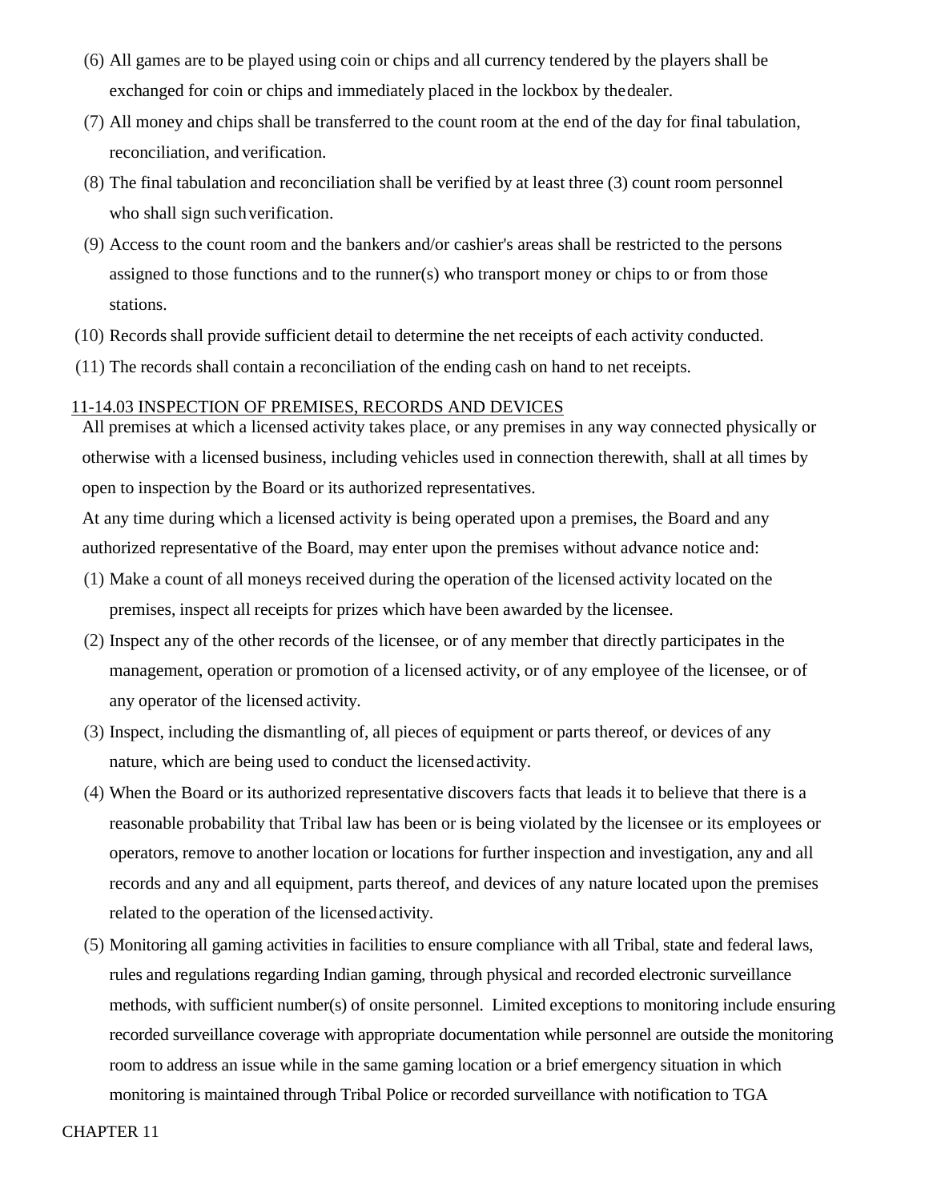(6) All games are to be played using coin or chips and all currency tendered by the players shall be exchanged for coin or chips and immediately placed in the lockbox by the dealer.

(7) All money and chips shall be transferred to the count room at the end of the day for final tabulation, reconciliation, and verification.

(8) The final tabulation and reconciliation shall be verified by at least three (3) count room personnel who shall sign such verification.

(9) Access to the count room and the bankers and/or cashier's areas shall be restricted to the persons assigned to those functions and to the runner(s) who transport money or chips to or from those stations.

(10) Records shall provide sufficient detail to determine the net receipts of each activity conducted.

(11) The records shall contain a reconciliation of the ending cash on hand to net receipts.

### 11-14.03 INSPECTION OF PREMISES, RECORDS AND DEVICES

All premises at which a licensed activity takes place, or any premises in any way connected physically or otherwise with a licensed business, including vehicles used in connection therewith, shall at all times by open to inspection by the Board or its authorized representatives.

At any time during which a licensed activity is being operated upon a premises, the Board and any authorized representative of the Board, may enter upon the premises without advance notice and:

(1) Make a count of all moneys received during the operation of the licensed activity located on the premises, inspect all receipts for prizes which have been awarded by the licensee.

(2) Inspect any of the other records of the licensee, or of any member that directly participates in the management, operation or promotion of a licensed activity, or of any employee of the licensee, or of any operator of the licensed activity.

(3) Inspect, including the dismantling of, all pieces of equipment or parts thereof, or devices of any nature, which are being used to conduct the licensed activity.

(4) When the Board or its authorized representative discovers facts that leads it to believe that there is a reasonable probability that Tribal law has been or is being violated by the licensee or its employees or operators, remove to another location or locations for further inspection and investigation, any and all records and any and all equipment, parts thereof, and devices of any nature located upon the premises related to the operation of the licensed activity.

(5) Monitoring all gaming activities in facilities to ensure compliance with all Tribal, state and federal laws, rules and regulations regarding Indian gaming, through physical and recorded electronic surveillance methods, with sufficient number(s) of onsite personnel. Limited exceptions to monitoring include ensuring recorded surveillance coverage with appropriate documentation while personnel are outside the monitoring room to address an issue while in the same gaming location or a brief emergency situation in which monitoring is maintained through Tribal Police or recorded surveillance with notification to TGA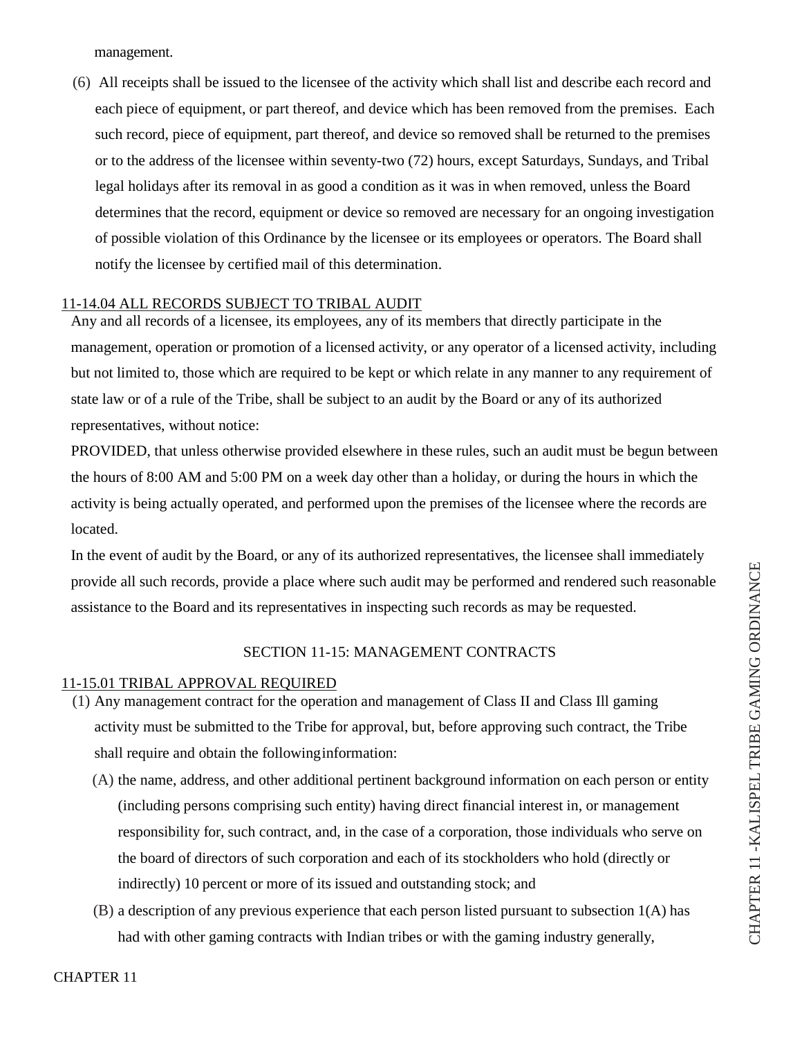management.

(6) All receipts shall be issued to the licensee of the activity which shall list and describe each record and each piece of equipment, or part thereof, and device which has been removed from the premises. Each such record, piece of equipment, part thereof, and device so removed shall be returned to the premises or to the address of the licensee within seventy-two (72) hours, except Saturdays, Sundays, and Tribal legal holidays after its removal in as good a condition as it was in when removed, unless the Board determines that the record, equipment or device so removed are necessary for an ongoing investigation of possible violation of this Ordinance by the licensee or its employees or operators. The Board shall notify the licensee by certified mail of this determination.

11-14.04 ALL RECORDS SUBJECT TO TRIBAL AUDIT

Any and all records of a licensee, its employees, any of its members that directly participate in the management, operation or promotion of a licensed activity, or any operator of a licensed activity, including but not limited to, those which are required to be kept or which relate in any manner to any requirement of state law or of a rule of the Tribe, shall be subject to an audit by the Board or any of its authorized representatives, without notice:

PROVIDED, that unless otherwise provided elsewhere in these rules, such an audit must be begun between the hours of 8:00 AM and 5:00 PM on a week day other than a holiday, or during the hours in which the activity is being actually operated, and performed upon the premises of the licensee where the records are located.

In the event of audit by the Board, or any of its authorized representatives, the licensee shall immediately provide all such records, provide a place where such audit may be performed and rendered such reasonable assistance to the Board and its representatives in inspecting such records as may be requested.

## SECTION 11-15: MANAGEMENT CONTRACTS

11-15.01 TRIBAL APPROVAL REQUIRED

(1) Any management contract for the operation and management of Class II and Class Ill gaming activity must be submitted to the Tribe for approval, but, before approving such contract, the Tribe shall require and obtain the following information:

(A) the name, address, and other additional pertinent background information on each person or entity (including persons comprising such entity) having direct financial interest in, or management responsibility for, such contract, and, in the case of a corporation, those individuals who serve on the board of directors of such corporation and each of its stockholders who hold (directly or indirectly) 10 percent or more of its issued and outstanding stock; and

(B) a description of any previous experience that each person listed pursuant to subsection 1(A) has had with other gaming contracts with Indian tribes or with the gaming industry generally,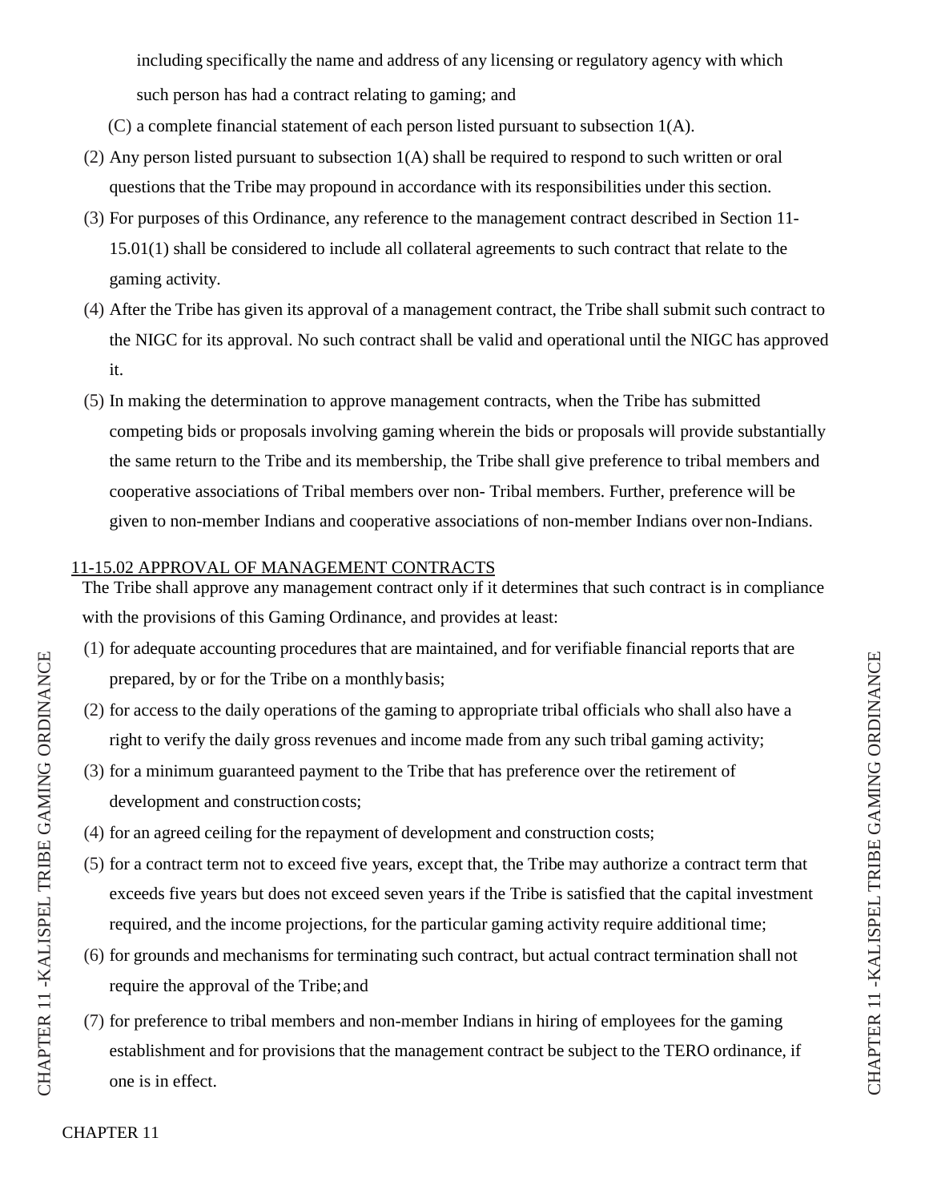including specifically the name and address of any licensing or regulatory agency with which such person has had a contract relating to gaming; and

(C) a complete financial statement of each person listed pursuant to subsection 1(A).

(2) Any person listed pursuant to subsection 1(A) shall be required to respond to such written or oral questions that the Tribe may propound in accordance with its responsibilities under this section.

(3) For purposes of this Ordinance, any reference to the management contract described in Section 11-15.01(1) shall be considered to include all collateral agreements to such contract that relate to the gaming activity.

(4) After the Tribe has given its approval of a management contract, the Tribe shall submit such contract to the NIGC for its approval. No such contract shall be valid and operational until the NIGC has approved it.

(5) In making the determination to approve management contracts, when the Tribe has submitted competing bids or proposals involving gaming wherein the bids or proposals will provide substantially the same return to the Tribe and its membership, the Tribe shall give preference to tribal members and cooperative associations of Tribal members over non- Tribal members. Further, preference will be given to non-member Indians and cooperative associations of non-member Indians over non-Indians.

11-15.02 APPROVAL OF MANAGEMENT CONTRACTS

The Tribe shall approve any management contract only if it determines that such contract is in compliance with the provisions of this Gaming Ordinance, and provides at least:

(1) for adequate accounting procedures that are maintained, and for verifiable financial reports that are prepared, by or for the Tribe on a monthly basis;

(2) for access to the daily operations of the gaming to appropriate tribal officials who shall also have a right to verify the daily gross revenues and income made from any such tribal gaming activity;

(3) for a minimum guaranteed payment to the Tribe that has preference over the retirement of development and construction costs;

(4) for an agreed ceiling for the repayment of development and construction costs;

(5) for a contract term not to exceed five years, except that, the Tribe may authorize a contract term that exceeds five years but does not exceed seven years if the Tribe is satisfied that the capital investment required, and the income projections, for the particular gaming activity require additional time;

(6) for grounds and mechanisms for terminating such contract, but actual contract termination shall not require the approval of the Tribe; and

(7) for preference to tribal members and non-member Indians in hiring of employees for the gaming establishment and for provisions that the management contract be subject to the TERO ordinance, if one is in effect.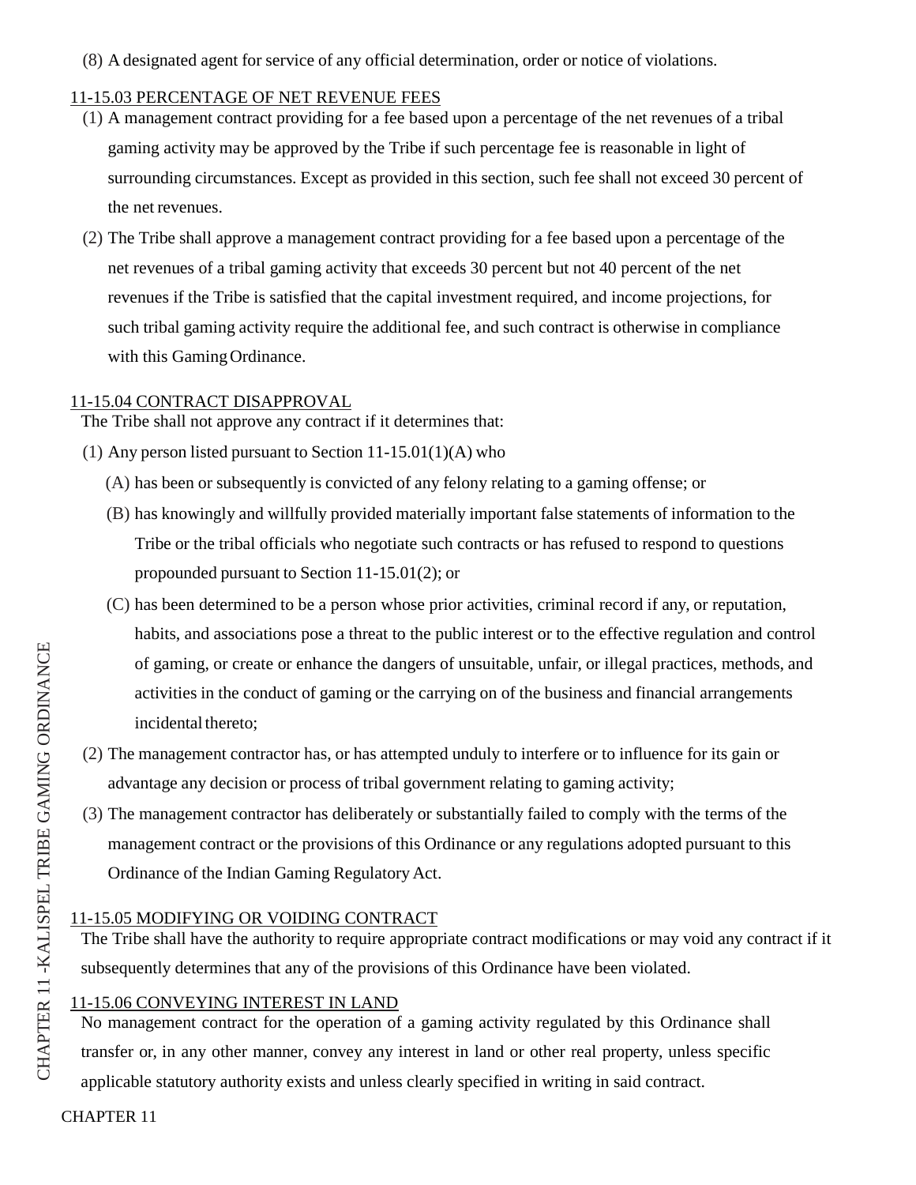(8) A designated agent for service of any official determination, order or notice of violations.

## 11-15.03 PERCENTAGE OF NET REVENUE FEES

(1) A management contract providing for a fee based upon a percentage of the net revenues of a tribal gaming activity may be approved by the Tribe if such percentage fee is reasonable in light of surrounding circumstances. Except as provided in this section, such fee shall not exceed 30 percent of the net revenues.

(2) The Tribe shall approve a management contract providing for a fee based upon a percentage of the net revenues of a tribal gaming activity that exceeds 30 percent but not 40 percent of the net revenues if the Tribe is satisfied that the capital investment required, and income projections, for such tribal gaming activity require the additional fee, and such contract is otherwise in compliance with this Gaming Ordinance.

## 11-15.04 CONTRACT DISAPPROVAL

The Tribe shall not approve any contract if it determines that:

(1) Any person listed pursuant to Section 11-15.01(1)(A) who

(A) has been or subsequently is convicted of any felony relating to a gaming offense; or

(B) has knowingly and willfully provided materially important false statements of information to the Tribe or the tribal officials who negotiate such contracts or has refused to respond to questions propounded pursuant to Section 11-15.01(2); or

(C) has been determined to be a person whose prior activities, criminal record if any, or reputation, habits, and associations pose a threat to the public interest or to the effective regulation and control of gaming, or create or enhance the dangers of unsuitable, unfair, or illegal practices, methods, and activities in the conduct of gaming or the carrying on of the business and financial arrangements incidental thereto;

(2) The management contractor has, or has attempted unduly to interfere or to influence for its gain or advantage any decision or process of tribal government relating to gaming activity;

(3) The management contractor has deliberately or substantially failed to comply with the terms of the management contract or the provisions of this Ordinance or any regulations adopted pursuant to this Ordinance of the Indian Gaming Regulatory Act.

## 11-15.05 MODIFYING OR VOIDING CONTRACT

The Tribe shall have the authority to require appropriate contract modifications or may void any contract if it subsequently determines that any of the provisions of this Ordinance have been violated.

## 11-15.06 CONVEYING INTEREST IN LAND

No management contract for the operation of a gaming activity regulated by this Ordinance shall transfer or, in any other manner, convey any interest in land or other real property, unless specific applicable statutory authority exists and unless clearly specified in writing in said contract.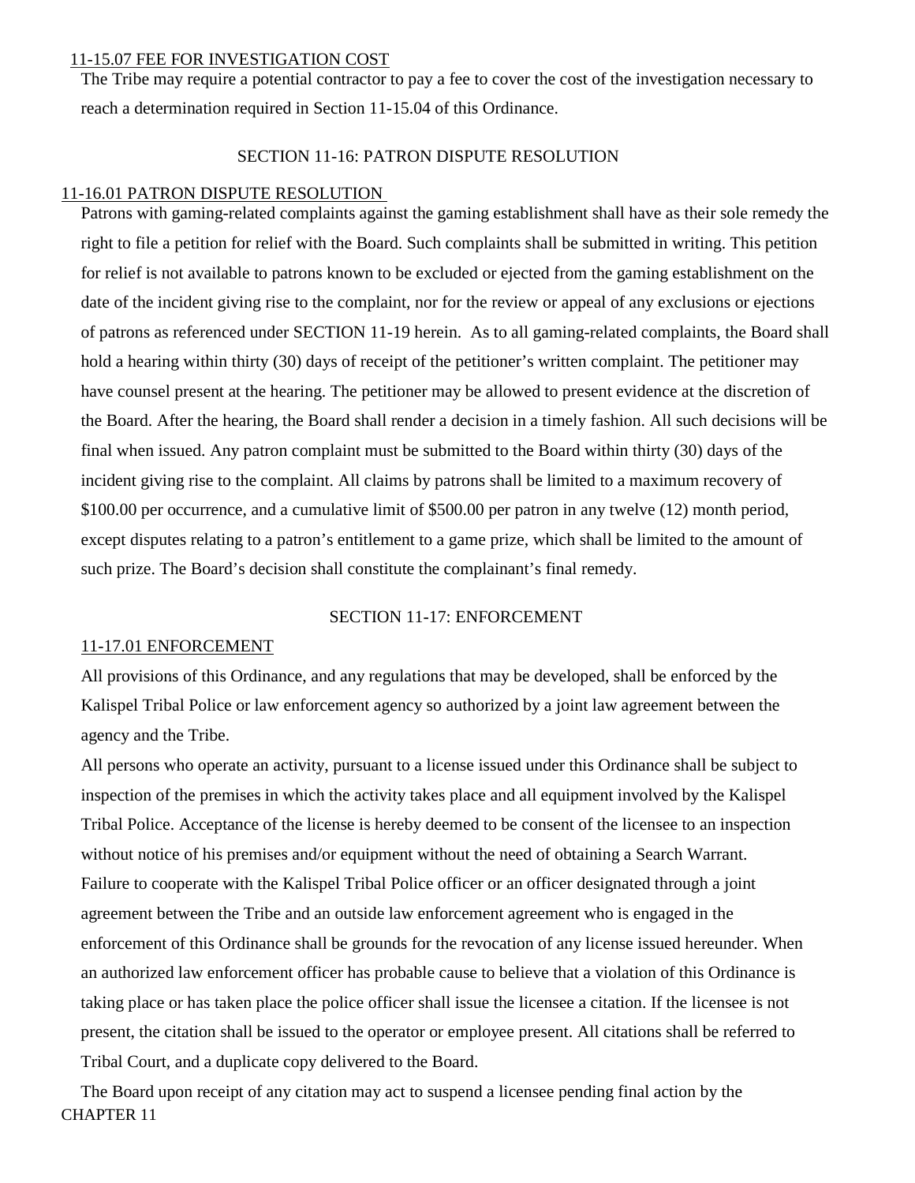11-15.07 FEE FOR INVESTIGATION COST

The Tribe may require a potential contractor to pay a fee to cover the cost of the investigation necessary to reach a determination required in Section 11-15.04 of this Ordinance.

## SECTION 11-16: PATRON DISPUTE RESOLUTION

11-16.01 PATRON DISPUTE RESOLUTION

Patrons with gaming-related complaints against the gaming establishment shall have as their sole remedy the right to file a petition for relief with the Board. Such complaints shall be submitted in writing. This petition for relief is not available to patrons known to be excluded or ejected from the gaming establishment on the date of the incident giving rise to the complaint, nor for the review or appeal of any exclusions or ejections of patrons as referenced under SECTION 11-19 herein. As to all gaming-related complaints, the Board shall hold a hearing within thirty (30) days of receipt of the petitioner's written complaint. The petitioner may have counsel present at the hearing. The petitioner may be allowed to present evidence at the discretion of the Board. After the hearing, the Board shall render a decision in a timely fashion. All such decisions will be final when issued. Any patron complaint must be submitted to the Board within thirty (30) days of the incident giving rise to the complaint. All claims by patrons shall be limited to a maximum recovery of $100.00 per occurrence, and a cumulative limit of $500.00 per patron in any twelve (12) month period, except disputes relating to a patron's entitlement to a game prize, which shall be limited to the amount of such prize. The Board's decision shall constitute the complainant's final remedy.

## SECTION 11-17: ENFORCEMENT

11-17.01 ENFORCEMENT

All provisions of this Ordinance, and any regulations that may be developed, shall be enforced by the Kalispel Tribal Police or law enforcement agency so authorized by a joint law agreement between the agency and the Tribe.

All persons who operate an activity, pursuant to a license issued under this Ordinance shall be subject to inspection of the premises in which the activity takes place and all equipment involved by the Kalispel Tribal Police. Acceptance of the license is hereby deemed to be consent of the licensee to an inspection without notice of his premises and/or equipment without the need of obtaining a Search Warrant. Failure to cooperate with the Kalispel Tribal Police officer or an officer designated through a joint agreement between the Tribe and an outside law enforcement agreement who is engaged in the enforcement of this Ordinance shall be grounds for the revocation of any license issued hereunder. When an authorized law enforcement officer has probable cause to believe that a violation of this Ordinance is taking place or has taken place the police officer shall issue the licensee a citation. If the licensee is not present, the citation shall be issued to the operator or employee present. All citations shall be referred to Tribal Court, and a duplicate copy delivered to the Board.

The Board upon receipt of any citation may act to suspend a licensee pending final action by the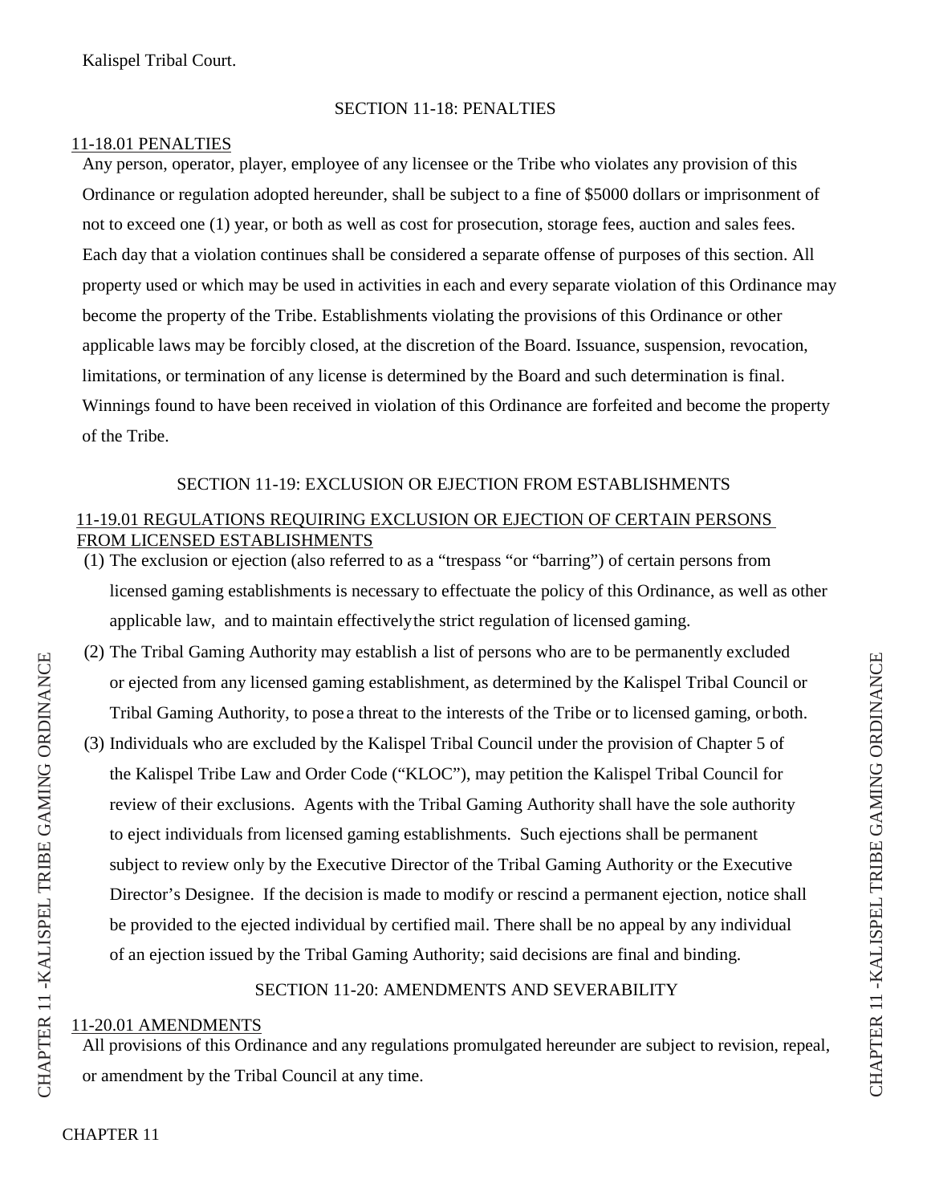Kalispel Tribal Court.

## SECTION 11-18: PENALTIES

### 11-18.01 PENALTIES

Any person, operator, player, employee of any licensee or the Tribe who violates any provision of this Ordinance or regulation adopted hereunder, shall be subject to a fine of $5000 dollars or imprisonment of not to exceed one (1) year, or both as well as cost for prosecution, storage fees, auction and sales fees. Each day that a violation continues shall be considered a separate offense of purposes of this section. All property used or which may be used in activities in each and every separate violation of this Ordinance may become the property of the Tribe. Establishments violating the provisions of this Ordinance or other applicable laws may be forcibly closed, at the discretion of the Board. Issuance, suspension, revocation, limitations, or termination of any license is determined by the Board and such determination is final. Winnings found to have been received in violation of this Ordinance are forfeited and become the property of the Tribe.

## SECTION 11-19: EXCLUSION OR EJECTION FROM ESTABLISHMENTS

### 11-19.01 REGULATIONS REQUIRING EXCLUSION OR EJECTION OF CERTAIN PERSONS FROM LICENSED ESTABLISHMENTS

(1) The exclusion or ejection (also referred to as a "trespass "or "barring") of certain persons from licensed gaming establishments is necessary to effectuate the policy of this Ordinance, as well as other applicable law, and to maintain effectively the strict regulation of licensed gaming.

(2) The Tribal Gaming Authority may establish a list of persons who are to be permanently excluded or ejected from any licensed gaming establishment, as determined by the Kalispel Tribal Council or Tribal Gaming Authority, to pose a threat to the interests of the Tribe or to licensed gaming, or both.

(3) Individuals who are excluded by the Kalispel Tribal Council under the provision of Chapter 5 of the Kalispel Tribe Law and Order Code ("KLOC"), may petition the Kalispel Tribal Council for review of their exclusions. Agents with the Tribal Gaming Authority shall have the sole authority to eject individuals from licensed gaming establishments. Such ejections shall be permanent subject to review only by the Executive Director of the Tribal Gaming Authority or the Executive Director's Designee. If the decision is made to modify or rescind a permanent ejection, notice shall be provided to the ejected individual by certified mail. There shall be no appeal by any individual of an ejection issued by the Tribal Gaming Authority; said decisions are final and binding.

## SECTION 11-20: AMENDMENTS AND SEVERABILITY

### 11-20.01 AMENDMENTS

All provisions of this Ordinance and any regulations promulgated hereunder are subject to revision, repeal, or amendment by the Tribal Council at any time.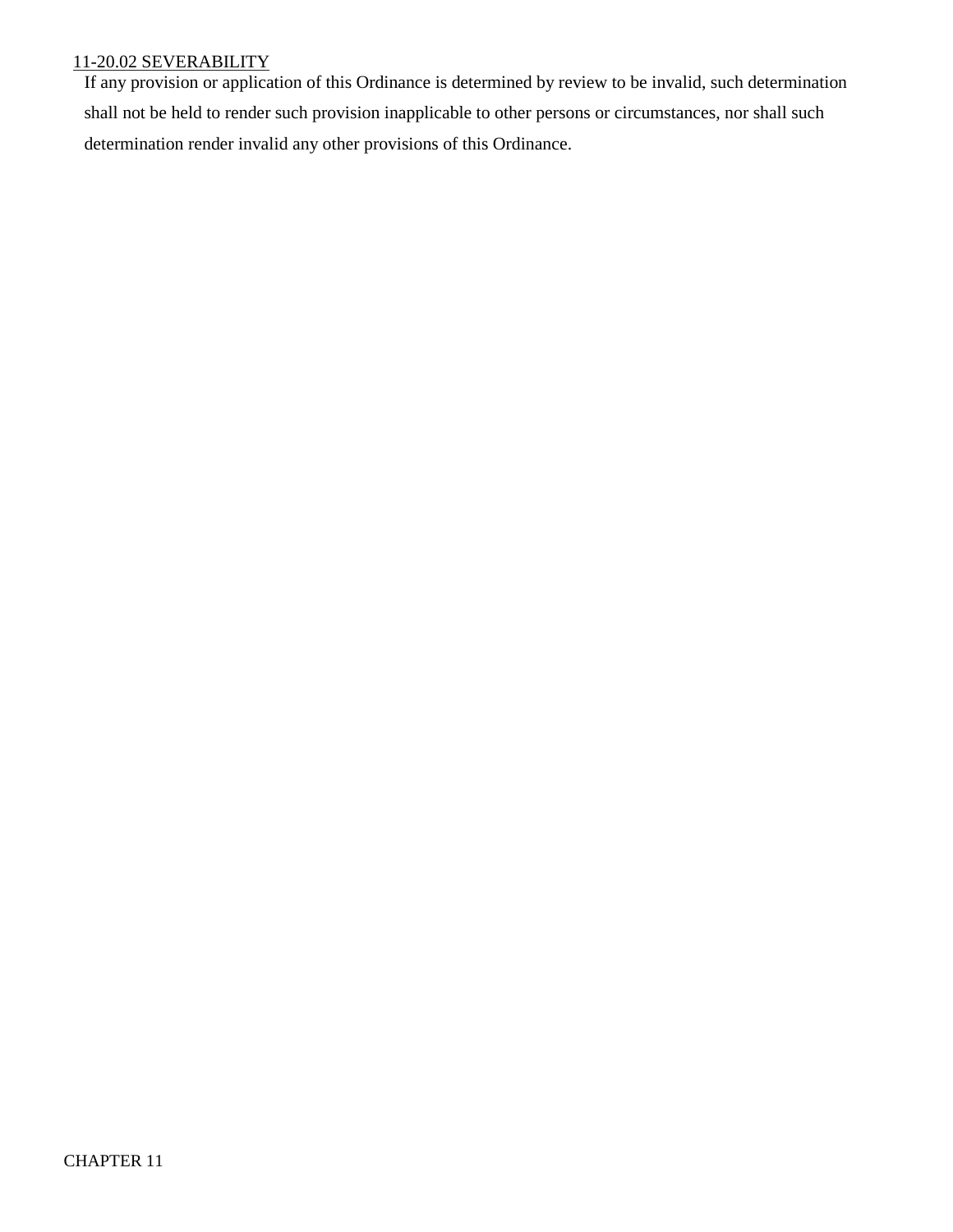11-20.02 SEVERABILITY

If any provision or application of this Ordinance is determined by review to be invalid, such determination shall not be held to render such provision inapplicable to other persons or circumstances, nor shall such determination render invalid any other provisions of this Ordinance.